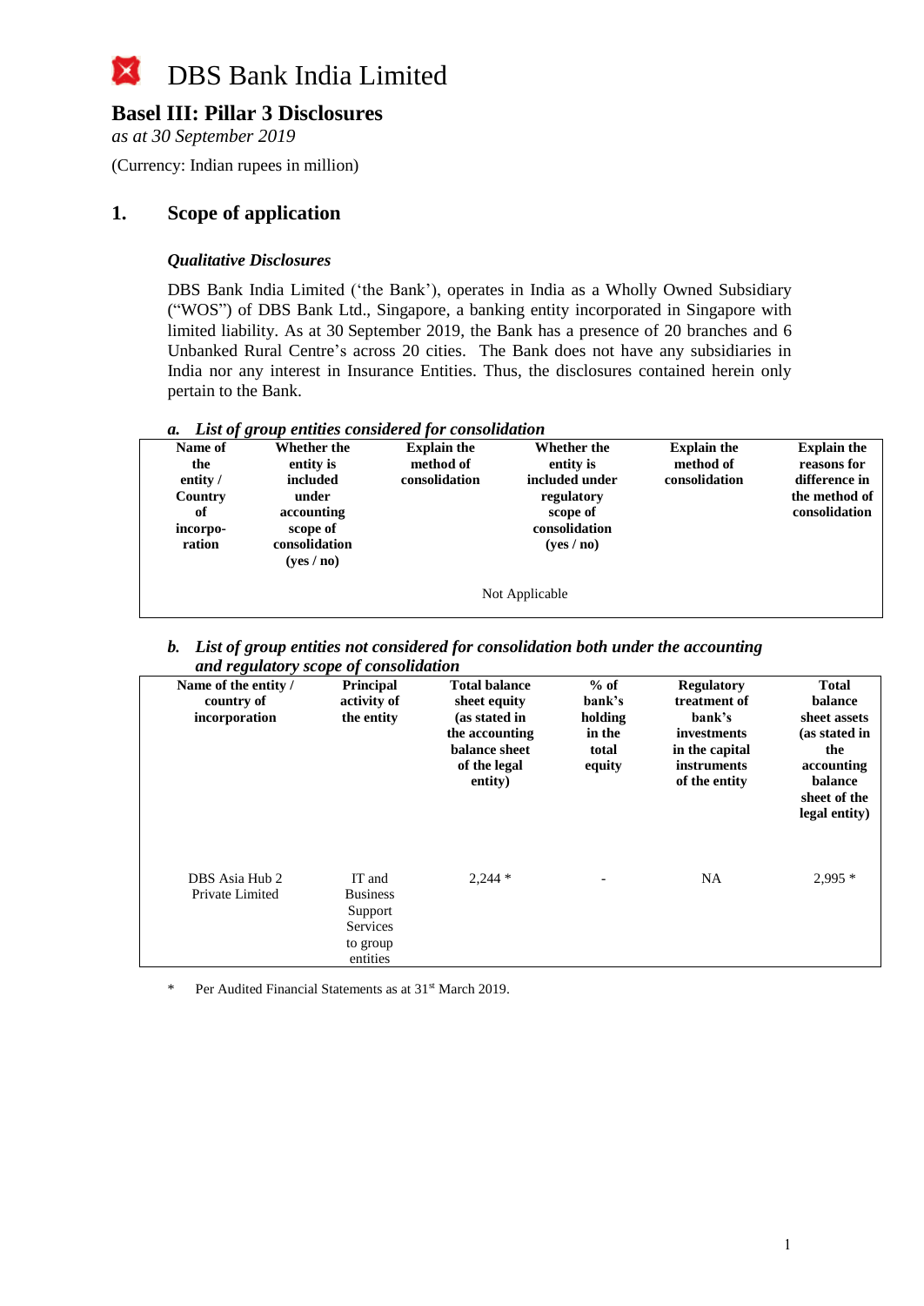# DBS Bank India Limited

## Basel III: Pillar 3 Disclosures

*as at 30 September 2019*

(Currency: Indian rupees in million)

## 1. Scope of application

### *Qualitative Disclosures*

DBS Bank India Limited ('the Bank'), operates in India as a Wholly Owned Subsidiary ("WOS") of DBS Bank Ltd., Singapore, a banking entity incorporated in Singapore with limited liability. As at 30 September 2019, the Bank has a presence of 20 branches and 6 Unbanked Rural Centre's across 20 cities. The Bank does not have any subsidiaries in India nor any interest in Insurance Entities. Thus, the disclosures contained herein only pertain to the Bank.

***a. List of group entities considered for consolidation***

| Name of the entity / Country of incorporation | Whether the entity is included under accounting scope of consolidation (yes / no) | Explain the method of consolidation | Whether the entity is included under regulatory scope of consolidation (yes / no) | Explain the method of consolidation | Explain the reasons for difference in the method of consolidation |
|---|---|---|---|---|---|
| Not Applicable | | | | | |

***b. List of group entities not considered for consolidation both under the accounting and regulatory scope of consolidation***

| Name of the entity / country of incorporation | Principal activity of the entity | Total balance sheet equity (as stated in the accounting balance sheet of the legal entity) | % of bank's holding in the total equity | Regulatory treatment of bank's investments in the capital instruments of the entity | Total balance sheet assets (as stated in the accounting balance sheet of the legal entity) |
|---|---|---|---|---|---|
| DBS Asia Hub 2 Private Limited | IT and Business Support Services to group entities | 2,244 * | - | NA | 2,995 * |

\* Per Audited Financial Statements as at 31st March 2019.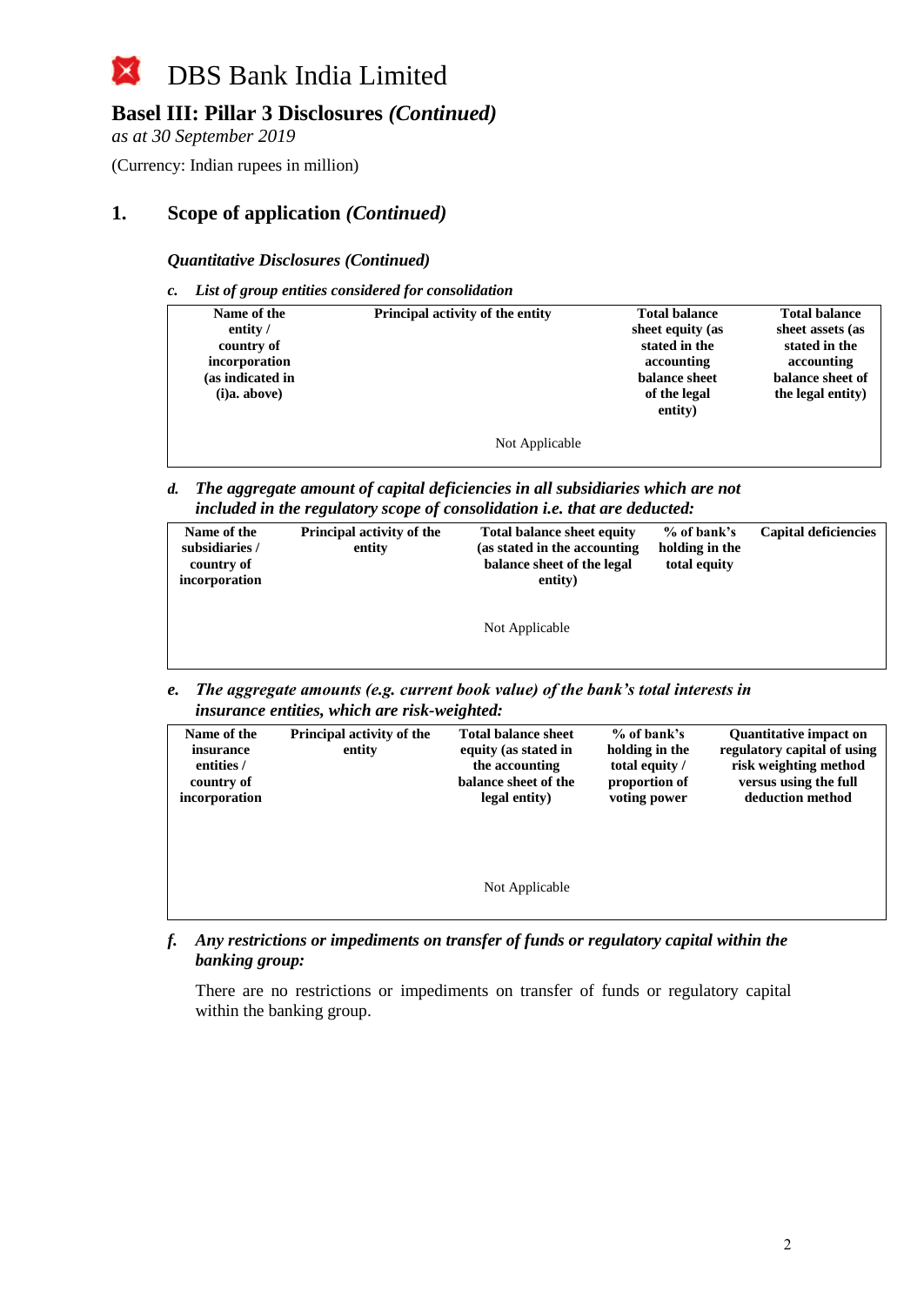# DBS Bank India Limited

## Basel III: Pillar 3 Disclosures *(Continued)*

*as at 30 September 2019*

(Currency: Indian rupees in million)

## 1. Scope of application *(Continued)*

### *Quantitative Disclosures (Continued)*

*c. List of group entities considered for consolidation*

| Name of the entity / country of incorporation (as indicated in (i)a. above) | Principal activity of the entity | Total balance sheet equity (as stated in the accounting balance sheet of the legal entity) | Total balance sheet assets (as stated in the accounting balance sheet of the legal entity) |
|---|---|---|---|
| Not Applicable | | | |

*d. The aggregate amount of capital deficiencies in all subsidiaries which are not included in the regulatory scope of consolidation i.e. that are deducted:*

| Name of the subsidiaries / country of incorporation | Principal activity of the entity | Total balance sheet equity (as stated in the accounting balance sheet of the legal entity) | % of bank's holding in the total equity | Capital deficiencies |
|---|---|---|---|---|
| Not Applicable | | | | |

*e. The aggregate amounts (e.g. current book value) of the bank's total interests in insurance entities, which are risk-weighted:*

| Name of the insurance entities / country of incorporation | Principal activity of the entity | Total balance sheet equity (as stated in the accounting balance sheet of the legal entity) | % of bank's holding in the total equity / proportion of voting power | Quantitative impact on regulatory capital of using risk weighting method versus using the full deduction method |
|---|---|---|---|---|
| Not Applicable | | | | |

*f. Any restrictions or impediments on transfer of funds or regulatory capital within the banking group:*

There are no restrictions or impediments on transfer of funds or regulatory capital within the banking group.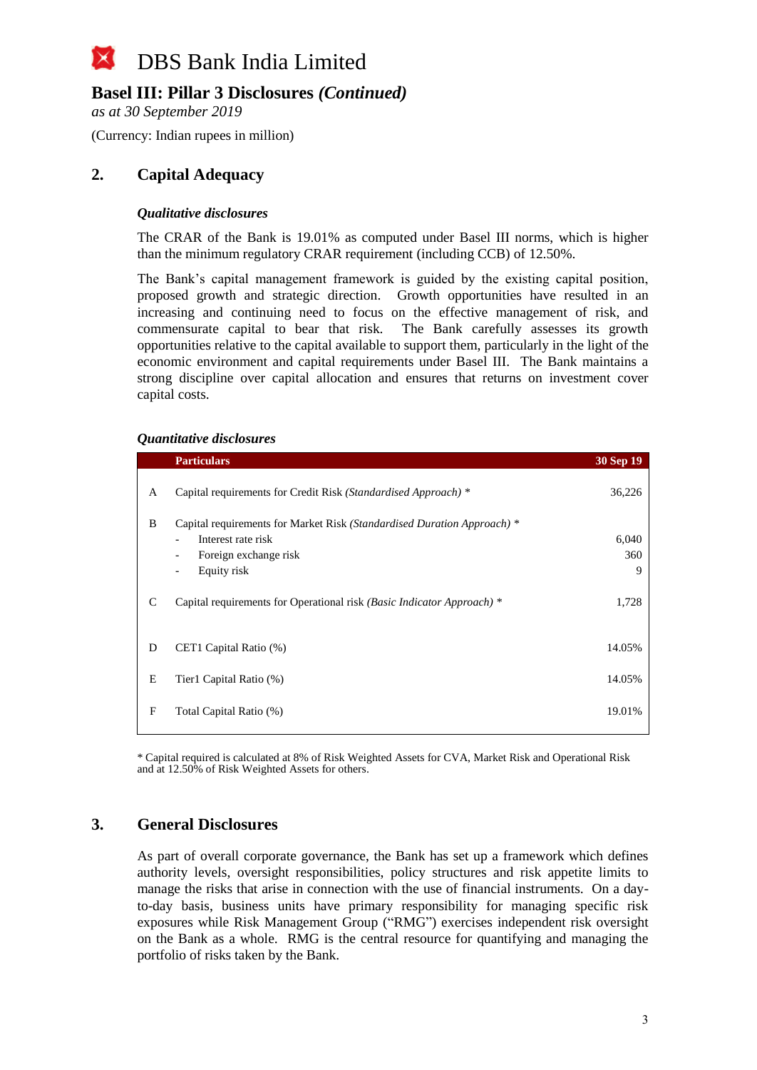# DBS Bank India Limited

## Basel III: Pillar 3 Disclosures *(Continued)*

*as at 30 September 2019*

(Currency: Indian rupees in million)

## 2. Capital Adequacy

***Qualitative disclosures***

The CRAR of the Bank is 19.01% as computed under Basel III norms, which is higher than the minimum regulatory CRAR requirement (including CCB) of 12.50%.

The Bank's capital management framework is guided by the existing capital position, proposed growth and strategic direction. Growth opportunities have resulted in an increasing and continuing need to focus on the effective management of risk, and commensurate capital to bear that risk. The Bank carefully assesses its growth opportunities relative to the capital available to support them, particularly in the light of the economic environment and capital requirements under Basel III. The Bank maintains a strong discipline over capital allocation and ensures that returns on investment cover capital costs.

***Quantitative disclosures***

| | Particulars | 30 Sep 19 |
|---|---|---|
| A | Capital requirements for Credit Risk *(Standardised Approach)* * | 36,226 |
| B | Capital requirements for Market Risk *(Standardised Duration Approach)* * | |
| | - Interest rate risk | 6,040 |
| | - Foreign exchange risk | 360 |
| | - Equity risk | 9 |
| C | Capital requirements for Operational risk *(Basic Indicator Approach)* * | 1,728 |
| D | CET1 Capital Ratio (%) | 14.05% |
| E | Tier1 Capital Ratio (%) | 14.05% |
| F | Total Capital Ratio (%) | 19.01% |

* Capital required is calculated at 8% of Risk Weighted Assets for CVA, Market Risk and Operational Risk and at 12.50% of Risk Weighted Assets for others.

## 3. General Disclosures

As part of overall corporate governance, the Bank has set up a framework which defines authority levels, oversight responsibilities, policy structures and risk appetite limits to manage the risks that arise in connection with the use of financial instruments. On a day-to-day basis, business units have primary responsibility for managing specific risk exposures while Risk Management Group ("RMG") exercises independent risk oversight on the Bank as a whole. RMG is the central resource for quantifying and managing the portfolio of risks taken by the Bank.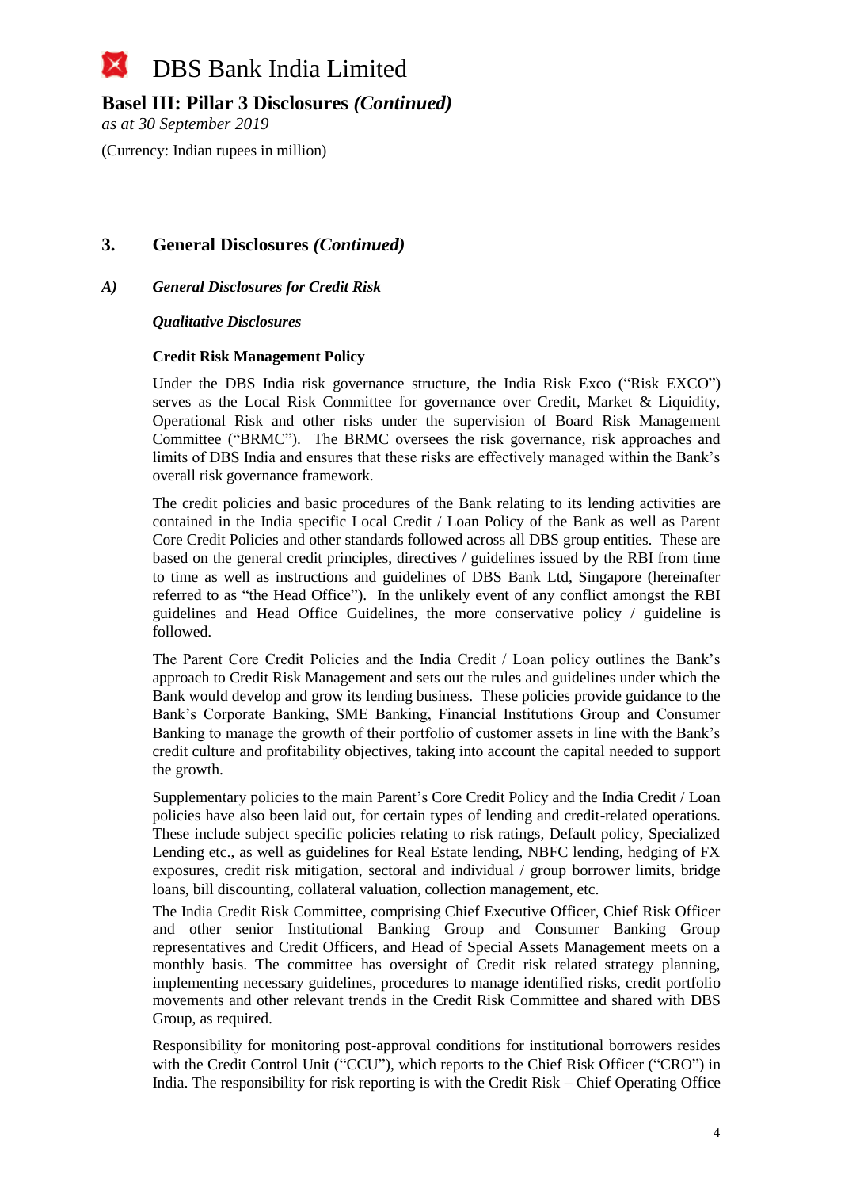## 3. General Disclosures *(Continued)*

### *A) General Disclosures for Credit Risk*

***Qualitative Disclosures***

**Credit Risk Management Policy**

Under the DBS India risk governance structure, the India Risk Exco ("Risk EXCO") serves as the Local Risk Committee for governance over Credit, Market & Liquidity, Operational Risk and other risks under the supervision of Board Risk Management Committee ("BRMC"). The BRMC oversees the risk governance, risk approaches and limits of DBS India and ensures that these risks are effectively managed within the Bank's overall risk governance framework.

The credit policies and basic procedures of the Bank relating to its lending activities are contained in the India specific Local Credit / Loan Policy of the Bank as well as Parent Core Credit Policies and other standards followed across all DBS group entities. These are based on the general credit principles, directives / guidelines issued by the RBI from time to time as well as instructions and guidelines of DBS Bank Ltd, Singapore (hereinafter referred to as "the Head Office"). In the unlikely event of any conflict amongst the RBI guidelines and Head Office Guidelines, the more conservative policy / guideline is followed.

The Parent Core Credit Policies and the India Credit / Loan policy outlines the Bank's approach to Credit Risk Management and sets out the rules and guidelines under which the Bank would develop and grow its lending business. These policies provide guidance to the Bank's Corporate Banking, SME Banking, Financial Institutions Group and Consumer Banking to manage the growth of their portfolio of customer assets in line with the Bank's credit culture and profitability objectives, taking into account the capital needed to support the growth.

Supplementary policies to the main Parent's Core Credit Policy and the India Credit / Loan policies have also been laid out, for certain types of lending and credit-related operations. These include subject specific policies relating to risk ratings, Default policy, Specialized Lending etc., as well as guidelines for Real Estate lending, NBFC lending, hedging of FX exposures, credit risk mitigation, sectoral and individual / group borrower limits, bridge loans, bill discounting, collateral valuation, collection management, etc.

The India Credit Risk Committee, comprising Chief Executive Officer, Chief Risk Officer and other senior Institutional Banking Group and Consumer Banking Group representatives and Credit Officers, and Head of Special Assets Management meets on a monthly basis. The committee has oversight of Credit risk related strategy planning, implementing necessary guidelines, procedures to manage identified risks, credit portfolio movements and other relevant trends in the Credit Risk Committee and shared with DBS Group, as required.

Responsibility for monitoring post-approval conditions for institutional borrowers resides with the Credit Control Unit ("CCU"), which reports to the Chief Risk Officer ("CRO") in India. The responsibility for risk reporting is with the Credit Risk – Chief Operating Office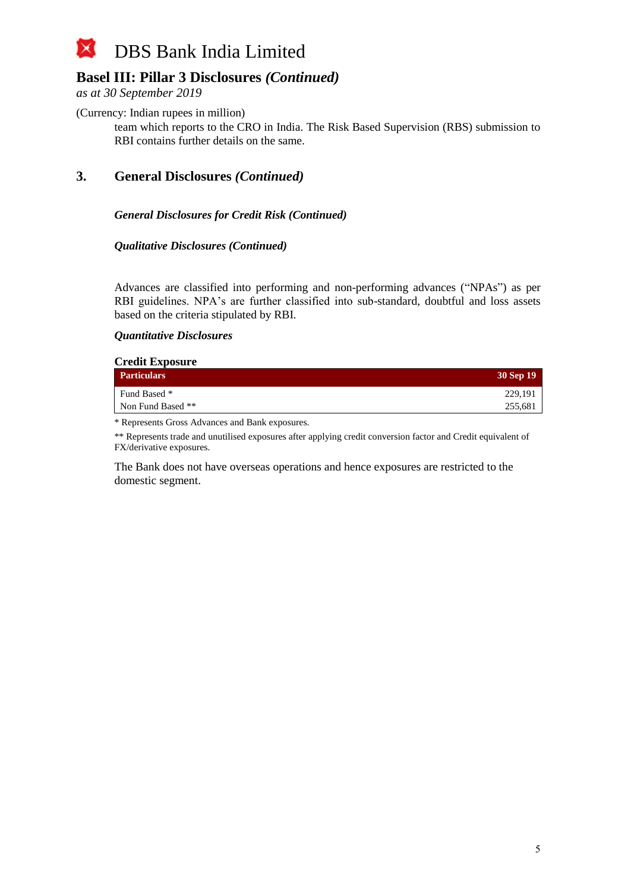(Currency: Indian rupees in million)

team which reports to the CRO in India. The Risk Based Supervision (RBS) submission to RBI contains further details on the same.

## 3. General Disclosures *(Continued)*

***General Disclosures for Credit Risk (Continued)***

***Qualitative Disclosures (Continued)***

Advances are classified into performing and non-performing advances ("NPAs") as per RBI guidelines. NPA's are further classified into sub-standard, doubtful and loss assets based on the criteria stipulated by RBI.

***Quantitative Disclosures***

**Credit Exposure**

| Particulars | 30 Sep 19 |
|---|---|
| Fund Based * | 229,191 |
| Non Fund Based ** | 255,681 |

* Represents Gross Advances and Bank exposures.

** Represents trade and unutilised exposures after applying credit conversion factor and Credit equivalent of FX/derivative exposures.

The Bank does not have overseas operations and hence exposures are restricted to the domestic segment.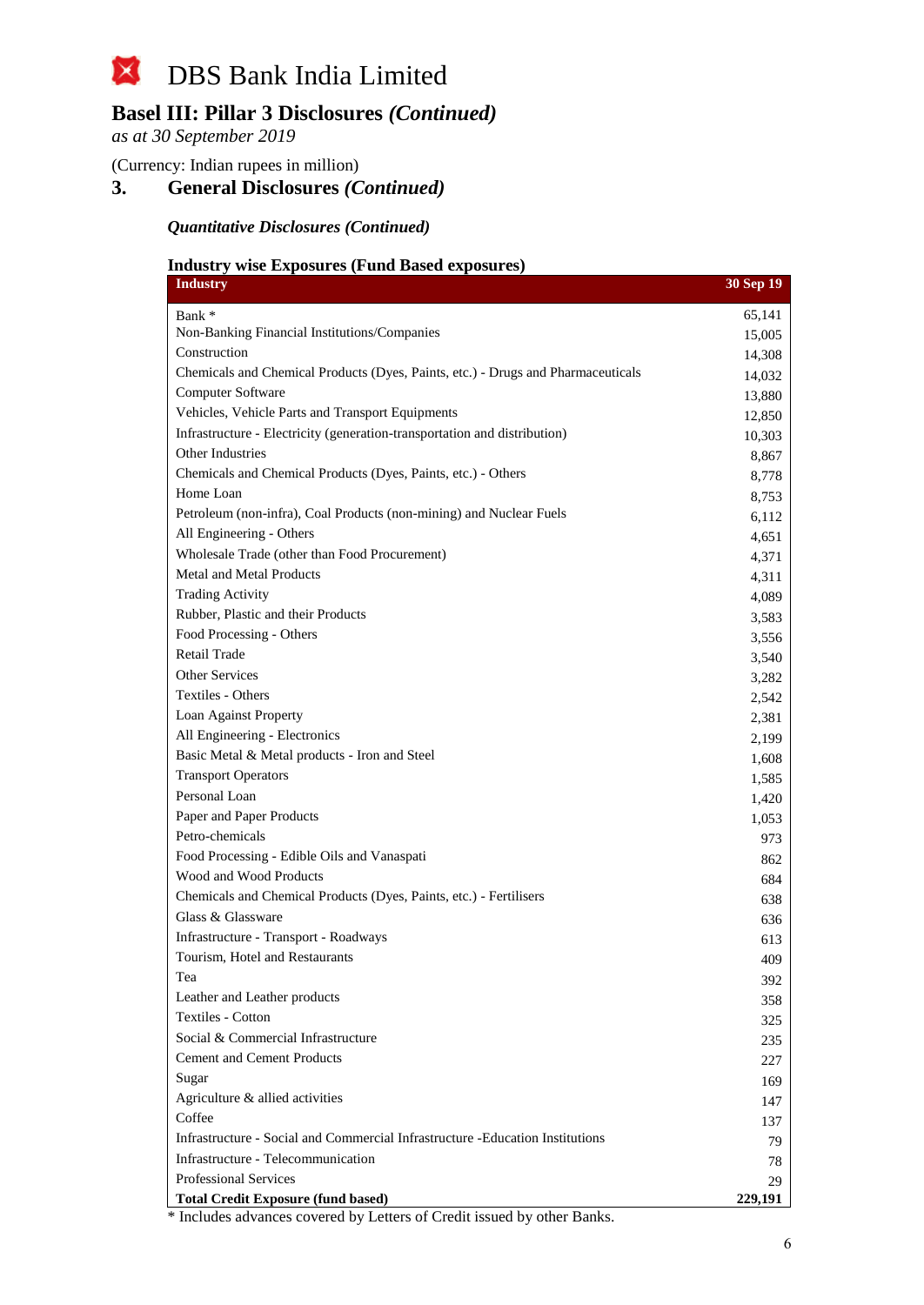# DBS Bank India Limited

## Basel III: Pillar 3 Disclosures *(Continued)*

*as at 30 September 2019*

(Currency: Indian rupees in million)

## 3. General Disclosures *(Continued)*

***Quantitative Disclosures (Continued)***

**Industry wise Exposures (Fund Based exposures)**

| Industry | 30 Sep 19 |
|---|---|
| Bank * | 65,141 |
| Non-Banking Financial Institutions/Companies | 15,005 |
| Construction | 14,308 |
| Chemicals and Chemical Products (Dyes, Paints, etc.) - Drugs and Pharmaceuticals | 14,032 |
| Computer Software | 13,880 |
| Vehicles, Vehicle Parts and Transport Equipments | 12,850 |
| Infrastructure - Electricity (generation-transportation and distribution) | 10,303 |
| Other Industries | 8,867 |
| Chemicals and Chemical Products (Dyes, Paints, etc.) - Others | 8,778 |
| Home Loan | 8,753 |
| Petroleum (non-infra), Coal Products (non-mining) and Nuclear Fuels | 6,112 |
| All Engineering - Others | 4,651 |
| Wholesale Trade (other than Food Procurement) | 4,371 |
| Metal and Metal Products | 4,311 |
| Trading Activity | 4,089 |
| Rubber, Plastic and their Products | 3,583 |
| Food Processing - Others | 3,556 |
| Retail Trade | 3,540 |
| Other Services | 3,282 |
| Textiles - Others | 2,542 |
| Loan Against Property | 2,381 |
| All Engineering - Electronics | 2,199 |
| Basic Metal & Metal products - Iron and Steel | 1,608 |
| Transport Operators | 1,585 |
| Personal Loan | 1,420 |
| Paper and Paper Products | 1,053 |
| Petro-chemicals | 973 |
| Food Processing - Edible Oils and Vanaspati | 862 |
| Wood and Wood Products | 684 |
| Chemicals and Chemical Products (Dyes, Paints, etc.) - Fertilisers | 638 |
| Glass & Glassware | 636 |
| Infrastructure - Transport - Roadways | 613 |
| Tourism, Hotel and Restaurants | 409 |
| Tea | 392 |
| Leather and Leather products | 358 |
| Textiles - Cotton | 325 |
| Social & Commercial Infrastructure | 235 |
| Cement and Cement Products | 227 |
| Sugar | 169 |
| Agriculture & allied activities | 147 |
| Coffee | 137 |
| Infrastructure - Social and Commercial Infrastructure -Education Institutions | 79 |
| Infrastructure - Telecommunication | 78 |
| Professional Services | 29 |
| **Total Credit Exposure (fund based)** | **229,191** |

* Includes advances covered by Letters of Credit issued by other Banks.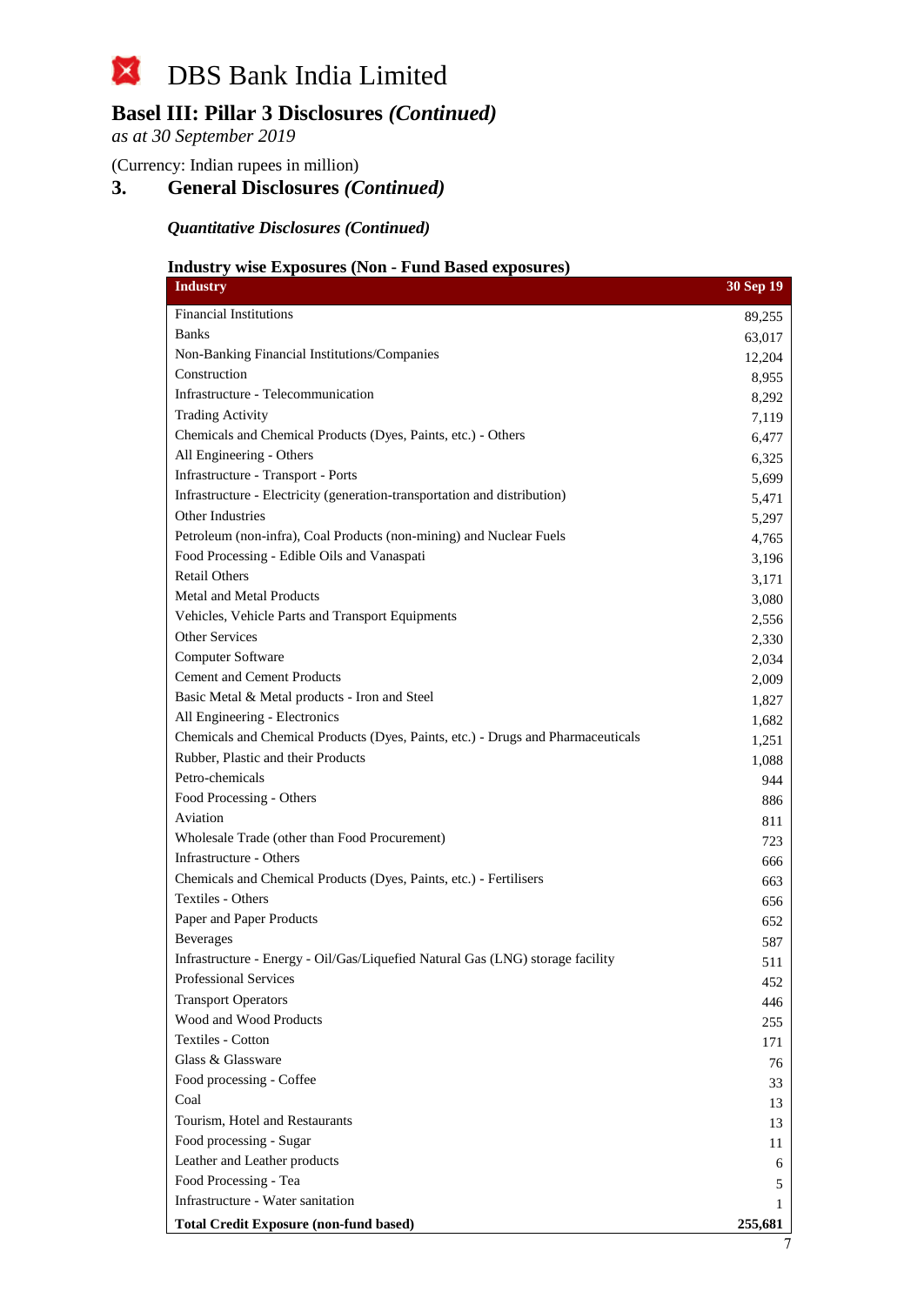# DBS Bank India Limited

## Basel III: Pillar 3 Disclosures *(Continued)*

*as at 30 September 2019*

(Currency: Indian rupees in million)

## 3. General Disclosures *(Continued)*

### *Quantitative Disclosures (Continued)*

**Industry wise Exposures (Non - Fund Based exposures)**

| Industry | 30 Sep 19 |
|---|---|
| Financial Institutions | 89,255 |
| Banks | 63,017 |
| Non-Banking Financial Institutions/Companies | 12,204 |
| Construction | 8,955 |
| Infrastructure - Telecommunication | 8,292 |
| Trading Activity | 7,119 |
| Chemicals and Chemical Products (Dyes, Paints, etc.) - Others | 6,477 |
| All Engineering - Others | 6,325 |
| Infrastructure - Transport - Ports | 5,699 |
| Infrastructure - Electricity (generation-transportation and distribution) | 5,471 |
| Other Industries | 5,297 |
| Petroleum (non-infra), Coal Products (non-mining) and Nuclear Fuels | 4,765 |
| Food Processing - Edible Oils and Vanaspati | 3,196 |
| Retail Others | 3,171 |
| Metal and Metal Products | 3,080 |
| Vehicles, Vehicle Parts and Transport Equipments | 2,556 |
| Other Services | 2,330 |
| Computer Software | 2,034 |
| Cement and Cement Products | 2,009 |
| Basic Metal & Metal products - Iron and Steel | 1,827 |
| All Engineering - Electronics | 1,682 |
| Chemicals and Chemical Products (Dyes, Paints, etc.) - Drugs and Pharmaceuticals | 1,251 |
| Rubber, Plastic and their Products | 1,088 |
| Petro-chemicals | 944 |
| Food Processing - Others | 886 |
| Aviation | 811 |
| Wholesale Trade (other than Food Procurement) | 723 |
| Infrastructure - Others | 666 |
| Chemicals and Chemical Products (Dyes, Paints, etc.) - Fertilisers | 663 |
| Textiles - Others | 656 |
| Paper and Paper Products | 652 |
| Beverages | 587 |
| Infrastructure - Energy - Oil/Gas/Liquefied Natural Gas (LNG) storage facility | 511 |
| Professional Services | 452 |
| Transport Operators | 446 |
| Wood and Wood Products | 255 |
| Textiles - Cotton | 171 |
| Glass & Glassware | 76 |
| Food processing - Coffee | 33 |
| Coal | 13 |
| Tourism, Hotel and Restaurants | 13 |
| Food processing - Sugar | 11 |
| Leather and Leather products | 6 |
| Food Processing - Tea | 5 |
| Infrastructure - Water sanitation | 1 |
| **Total Credit Exposure (non-fund based)** | **255,681** |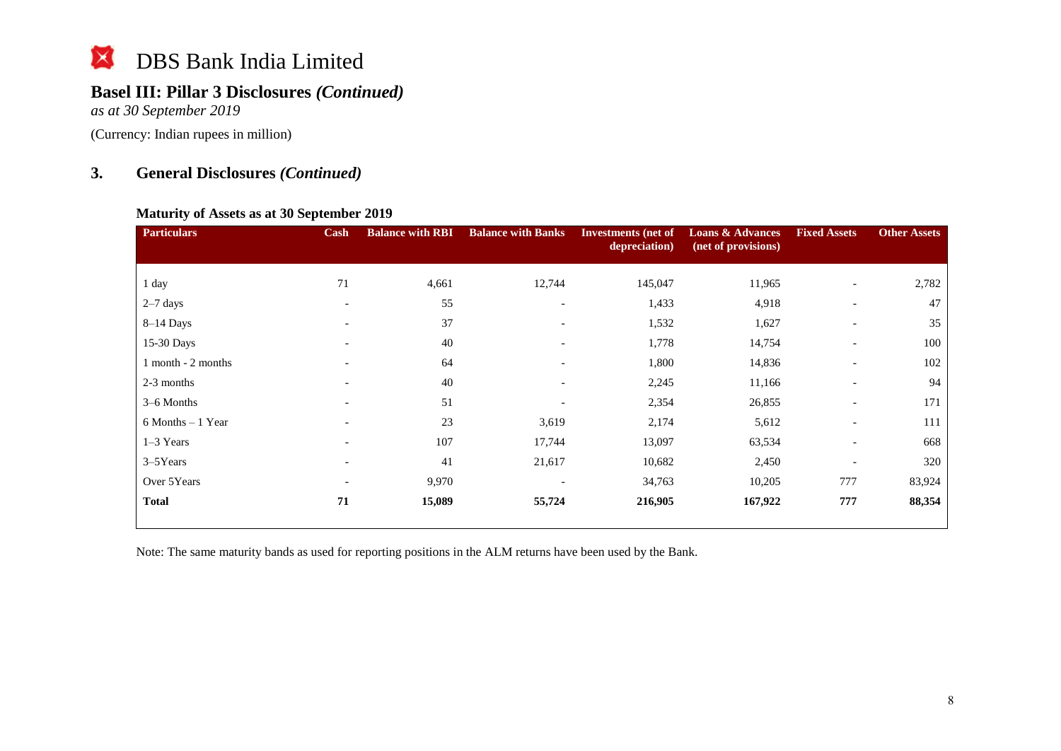# DBS Bank India Limited

## Basel III: Pillar 3 Disclosures *(Continued)*

*as at 30 September 2019*

(Currency: Indian rupees in million)

## 3. General Disclosures *(Continued)*

### Maturity of Assets as at 30 September 2019

| Particulars | Cash | Balance with RBI | Balance with Banks | Investments (net of depreciation) | Loans & Advances (net of provisions) | Fixed Assets | Other Assets |
|---|---|---|---|---|---|---|---|
| 1 day | 71 | 4,661 | 12,744 | 145,047 | 11,965 | - | 2,782 |
| 2–7 days | - | 55 | - | 1,433 | 4,918 | - | 47 |
| 8–14 Days | - | 37 | - | 1,532 | 1,627 | - | 35 |
| 15-30 Days | - | 40 | - | 1,778 | 14,754 | - | 100 |
| 1 month - 2 months | - | 64 | - | 1,800 | 14,836 | - | 102 |
| 2-3 months | - | 40 | - | 2,245 | 11,166 | - | 94 |
| 3–6 Months | - | 51 | - | 2,354 | 26,855 | - | 171 |
| 6 Months – 1 Year | - | 23 | 3,619 | 2,174 | 5,612 | - | 111 |
| 1–3 Years | - | 107 | 17,744 | 13,097 | 63,534 | - | 668 |
| 3–5Years | - | 41 | 21,617 | 10,682 | 2,450 | - | 320 |
| Over 5Years | - | 9,970 | - | 34,763 | 10,205 | 777 | 83,924 |
| **Total** | **71** | **15,089** | **55,724** | **216,905** | **167,922** | **777** | **88,354** |

Note: The same maturity bands as used for reporting positions in the ALM returns have been used by the Bank.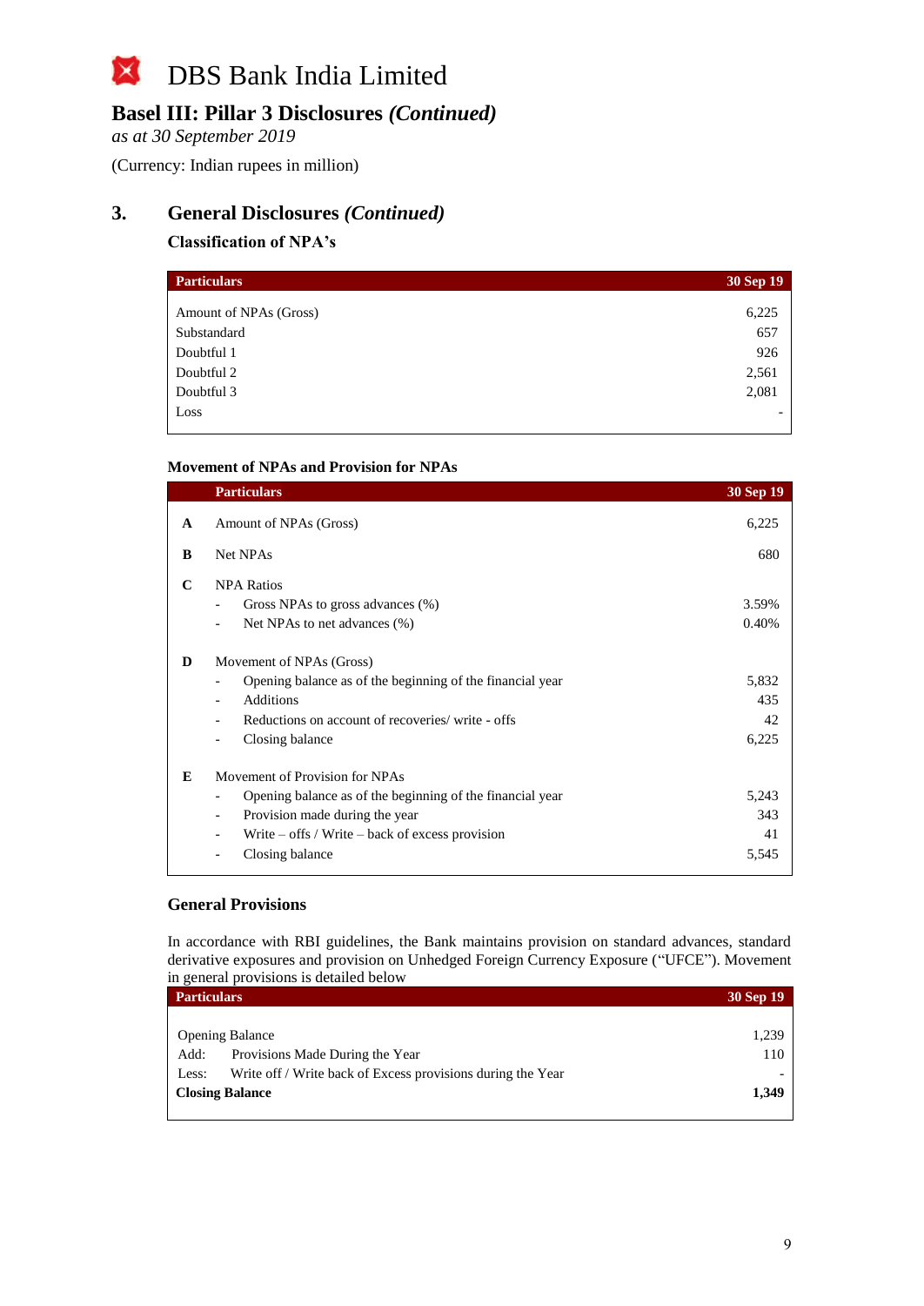# DBS Bank India Limited

## Basel III: Pillar 3 Disclosures *(Continued)*

*as at 30 September 2019*

(Currency: Indian rupees in million)

## 3. General Disclosures *(Continued)*

### Classification of NPA's

| Particulars | 30 Sep 19 |
|---|---|
| Amount of NPAs (Gross) | 6,225 |
| Substandard | 657 |
| Doubtful 1 | 926 |
| Doubtful 2 | 2,561 |
| Doubtful 3 | 2,081 |
| Loss | - |

### Movement of NPAs and Provision for NPAs

| | Particulars | 30 Sep 19 |
|---|---|---|
| **A** | Amount of NPAs (Gross) | 6,225 |
| **B** | Net NPAs | 680 |
| **C** | NPA Ratios | |
| | - Gross NPAs to gross advances (%) | 3.59% |
| | - Net NPAs to net advances (%) | 0.40% |
| **D** | Movement of NPAs (Gross) | |
| | - Opening balance as of the beginning of the financial year | 5,832 |
| | - Additions | 435 |
| | - Reductions on account of recoveries/ write - offs | 42 |
| | - Closing balance | 6,225 |
| **E** | Movement of Provision for NPAs | |
| | - Opening balance as of the beginning of the financial year | 5,243 |
| | - Provision made during the year | 343 |
| | - Write – offs / Write – back of excess provision | 41 |
| | - Closing balance | 5,545 |

### General Provisions

In accordance with RBI guidelines, the Bank maintains provision on standard advances, standard derivative exposures and provision on Unhedged Foreign Currency Exposure ("UFCE"). Movement in general provisions is detailed below

| Particulars | 30 Sep 19 |
|---|---|
| Opening Balance | 1,239 |
| Add: Provisions Made During the Year | 110 |
| Less: Write off / Write back of Excess provisions during the Year | - |
| **Closing Balance** | **1,349** |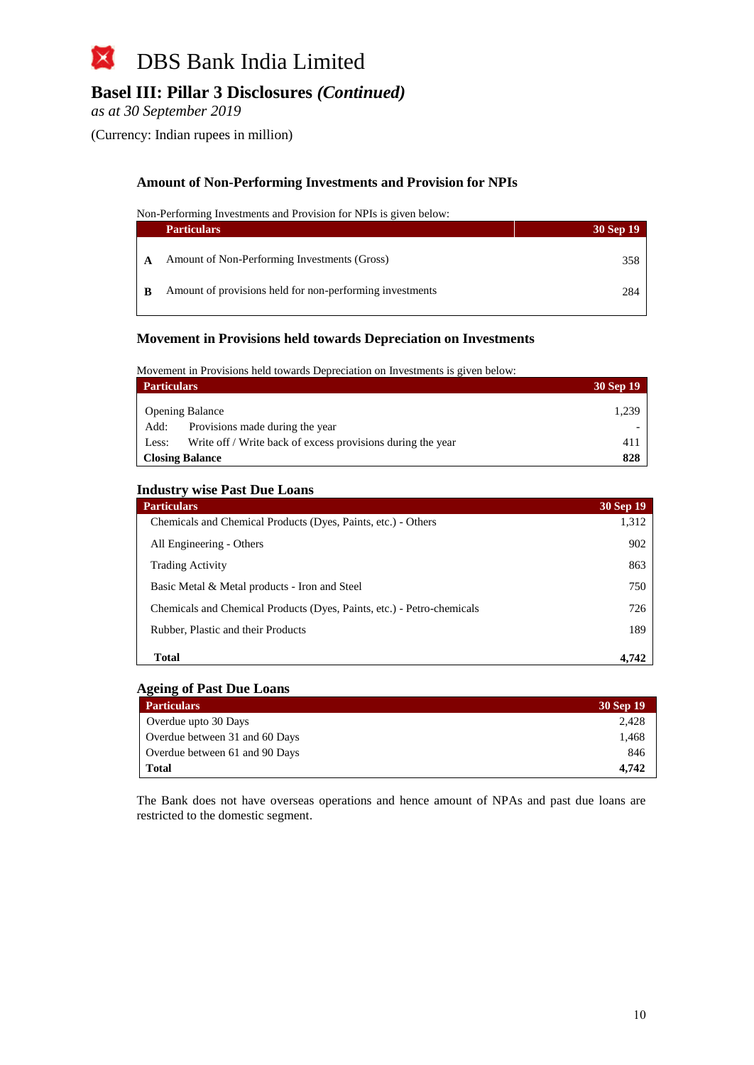# DBS Bank India Limited

## Basel III: Pillar 3 Disclosures *(Continued)*

*as at 30 September 2019*

(Currency: Indian rupees in million)

### Amount of Non-Performing Investments and Provision for NPIs

Non-Performing Investments and Provision for NPIs is given below:

| | Particulars | 30 Sep 19 |
|---|---|---|
| **A** | Amount of Non-Performing Investments (Gross) | 358 |
| **B** | Amount of provisions held for non-performing investments | 284 |

### Movement in Provisions held towards Depreciation on Investments

Movement in Provisions held towards Depreciation on Investments is given below:

| Particulars | 30 Sep 19 |
|---|---|
| Opening Balance | 1,239 |
| Add: Provisions made during the year | - |
| Less: Write off / Write back of excess provisions during the year | 411 |
| **Closing Balance** | **828** |

### Industry wise Past Due Loans

| Particulars | 30 Sep 19 |
|---|---|
| Chemicals and Chemical Products (Dyes, Paints, etc.) - Others | 1,312 |
| All Engineering - Others | 902 |
| Trading Activity | 863 |
| Basic Metal & Metal products - Iron and Steel | 750 |
| Chemicals and Chemical Products (Dyes, Paints, etc.) - Petro-chemicals | 726 |
| Rubber, Plastic and their Products | 189 |
| **Total** | **4,742** |

### Ageing of Past Due Loans

| Particulars | 30 Sep 19 |
|---|---|
| Overdue upto 30 Days | 2,428 |
| Overdue between 31 and 60 Days | 1,468 |
| Overdue between 61 and 90 Days | 846 |
| **Total** | **4,742** |

The Bank does not have overseas operations and hence amount of NPAs and past due loans are restricted to the domestic segment.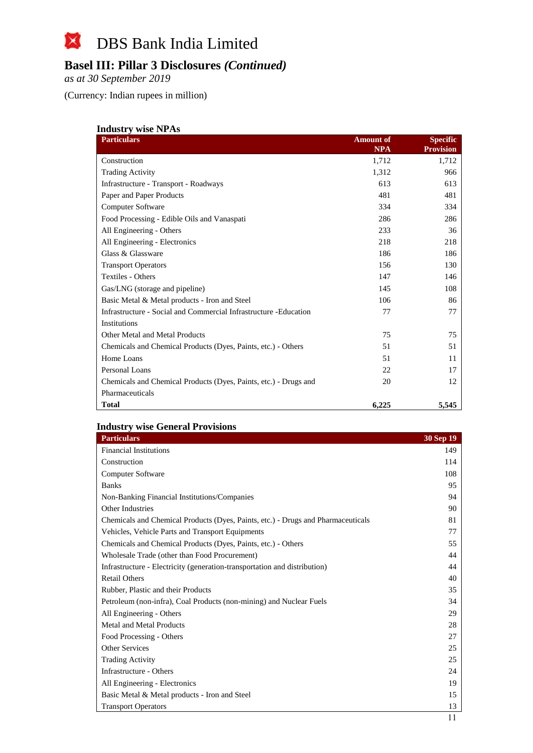# DBS Bank India Limited

## Basel III: Pillar 3 Disclosures *(Continued)*

*as at 30 September 2019*

(Currency: Indian rupees in million)

### Industry wise NPAs

| Particulars | Amount of NPA | Specific Provision |
|---|---|---|
| Construction | 1,712 | 1,712 |
| Trading Activity | 1,312 | 966 |
| Infrastructure - Transport - Roadways | 613 | 613 |
| Paper and Paper Products | 481 | 481 |
| Computer Software | 334 | 334 |
| Food Processing - Edible Oils and Vanaspati | 286 | 286 |
| All Engineering - Others | 233 | 36 |
| All Engineering - Electronics | 218 | 218 |
| Glass & Glassware | 186 | 186 |
| Transport Operators | 156 | 130 |
| Textiles - Others | 147 | 146 |
| Gas/LNG (storage and pipeline) | 145 | 108 |
| Basic Metal & Metal products - Iron and Steel | 106 | 86 |
| Infrastructure - Social and Commercial Infrastructure -Education Institutions | 77 | 77 |
| Other Metal and Metal Products | 75 | 75 |
| Chemicals and Chemical Products (Dyes, Paints, etc.) - Others | 51 | 51 |
| Home Loans | 51 | 11 |
| Personal Loans | 22 | 17 |
| Chemicals and Chemical Products (Dyes, Paints, etc.) - Drugs and Pharmaceuticals | 20 | 12 |
| **Total** | **6,225** | **5,545** |

### Industry wise General Provisions

| Particulars | 30 Sep 19 |
|---|---|
| Financial Institutions | 149 |
| Construction | 114 |
| Computer Software | 108 |
| Banks | 95 |
| Non-Banking Financial Institutions/Companies | 94 |
| Other Industries | 90 |
| Chemicals and Chemical Products (Dyes, Paints, etc.) - Drugs and Pharmaceuticals | 81 |
| Vehicles, Vehicle Parts and Transport Equipments | 77 |
| Chemicals and Chemical Products (Dyes, Paints, etc.) - Others | 55 |
| Wholesale Trade (other than Food Procurement) | 44 |
| Infrastructure - Electricity (generation-transportation and distribution) | 44 |
| Retail Others | 40 |
| Rubber, Plastic and their Products | 35 |
| Petroleum (non-infra), Coal Products (non-mining) and Nuclear Fuels | 34 |
| All Engineering - Others | 29 |
| Metal and Metal Products | 28 |
| Food Processing - Others | 27 |
| Other Services | 25 |
| Trading Activity | 25 |
| Infrastructure - Others | 24 |
| All Engineering - Electronics | 19 |
| Basic Metal & Metal products - Iron and Steel | 15 |
| Transport Operators | 13 |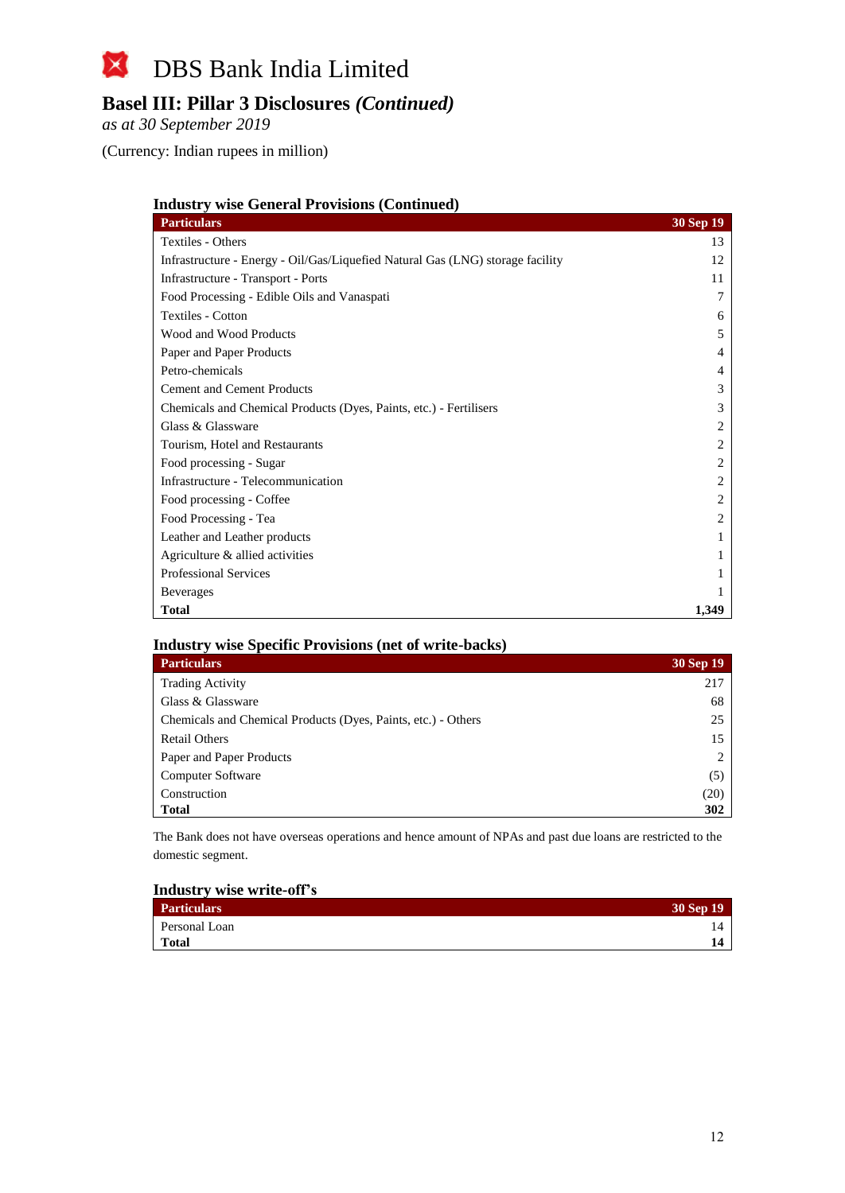# DBS Bank India Limited

## Basel III: Pillar 3 Disclosures *(Continued)*

*as at 30 September 2019*

(Currency: Indian rupees in million)

### Industry wise General Provisions (Continued)

| Particulars | 30 Sep 19 |
|---|---|
| Textiles - Others | 13 |
| Infrastructure - Energy - Oil/Gas/Liquefied Natural Gas (LNG) storage facility | 12 |
| Infrastructure - Transport - Ports | 11 |
| Food Processing - Edible Oils and Vanaspati | 7 |
| Textiles - Cotton | 6 |
| Wood and Wood Products | 5 |
| Paper and Paper Products | 4 |
| Petro-chemicals | 4 |
| Cement and Cement Products | 3 |
| Chemicals and Chemical Products (Dyes, Paints, etc.) - Fertilisers | 3 |
| Glass & Glassware | 2 |
| Tourism, Hotel and Restaurants | 2 |
| Food processing - Sugar | 2 |
| Infrastructure - Telecommunication | 2 |
| Food processing - Coffee | 2 |
| Food Processing - Tea | 2 |
| Leather and Leather products | 1 |
| Agriculture & allied activities | 1 |
| Professional Services | 1 |
| Beverages | 1 |
| **Total** | **1,349** |

### Industry wise Specific Provisions (net of write-backs)

| Particulars | 30 Sep 19 |
|---|---|
| Trading Activity | 217 |
| Glass & Glassware | 68 |
| Chemicals and Chemical Products (Dyes, Paints, etc.) - Others | 25 |
| Retail Others | 15 |
| Paper and Paper Products | 2 |
| Computer Software | (5) |
| Construction | (20) |
| **Total** | **302** |

The Bank does not have overseas operations and hence amount of NPAs and past due loans are restricted to the domestic segment.

### Industry wise write-off's

| Particulars | 30 Sep 19 |
|---|---|
| Personal Loan | 14 |
| **Total** | **14** |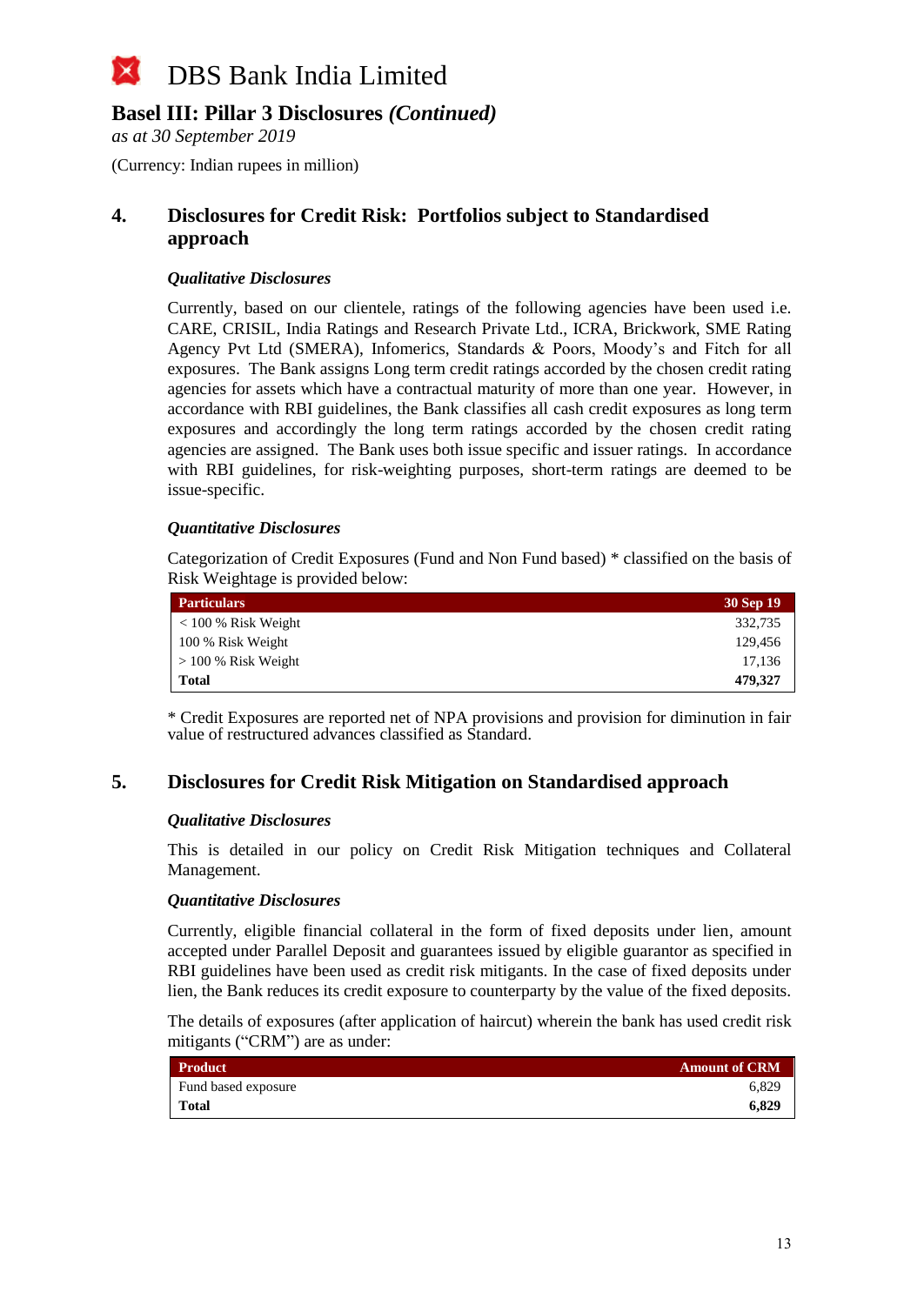# DBS Bank India Limited

## Basel III: Pillar 3 Disclosures *(Continued)*

*as at 30 September 2019*

(Currency: Indian rupees in million)

## 4. Disclosures for Credit Risk: Portfolios subject to Standardised approach

### *Qualitative Disclosures*

Currently, based on our clientele, ratings of the following agencies have been used i.e. CARE, CRISIL, India Ratings and Research Private Ltd., ICRA, Brickwork, SME Rating Agency Pvt Ltd (SMERA), Infomerics, Standards & Poors, Moody's and Fitch for all exposures. The Bank assigns Long term credit ratings accorded by the chosen credit rating agencies for assets which have a contractual maturity of more than one year. However, in accordance with RBI guidelines, the Bank classifies all cash credit exposures as long term exposures and accordingly the long term ratings accorded by the chosen credit rating agencies are assigned. The Bank uses both issue specific and issuer ratings. In accordance with RBI guidelines, for risk-weighting purposes, short-term ratings are deemed to be issue-specific.

### *Quantitative Disclosures*

Categorization of Credit Exposures (Fund and Non Fund based) * classified on the basis of Risk Weightage is provided below:

| Particulars | 30 Sep 19 |
|---|---|
| < 100 % Risk Weight | 332,735 |
| 100 % Risk Weight | 129,456 |
| > 100 % Risk Weight | 17,136 |
| **Total** | **479,327** |

* Credit Exposures are reported net of NPA provisions and provision for diminution in fair value of restructured advances classified as Standard.

## 5. Disclosures for Credit Risk Mitigation on Standardised approach

### *Qualitative Disclosures*

This is detailed in our policy on Credit Risk Mitigation techniques and Collateral Management.

### *Quantitative Disclosures*

Currently, eligible financial collateral in the form of fixed deposits under lien, amount accepted under Parallel Deposit and guarantees issued by eligible guarantor as specified in RBI guidelines have been used as credit risk mitigants. In the case of fixed deposits under lien, the Bank reduces its credit exposure to counterparty by the value of the fixed deposits.

The details of exposures (after application of haircut) wherein the bank has used credit risk mitigants ("CRM") are as under:

| Product | Amount of CRM |
|---|---|
| Fund based exposure | 6,829 |
| **Total** | **6,829** |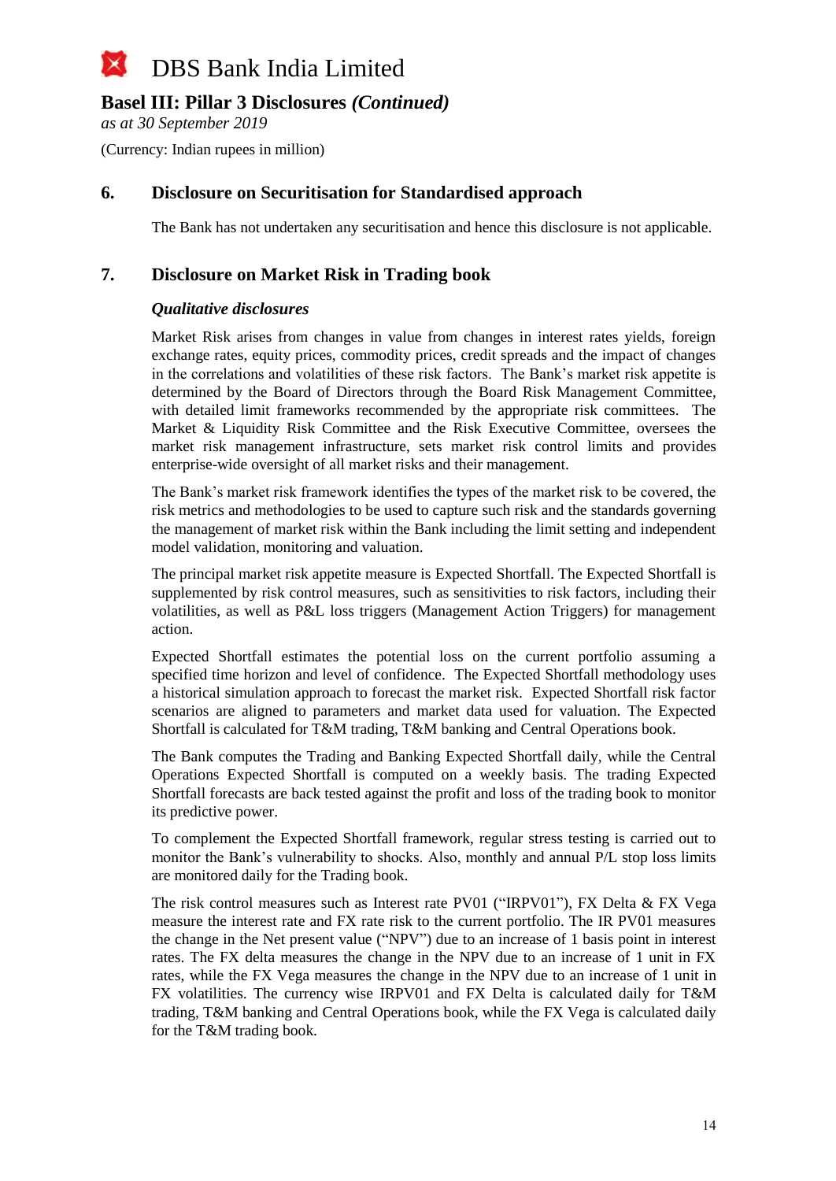# DBS Bank India Limited

## Basel III: Pillar 3 Disclosures *(Continued)*

*as at 30 September 2019*

(Currency: Indian rupees in million)

## 6. Disclosure on Securitisation for Standardised approach

The Bank has not undertaken any securitisation and hence this disclosure is not applicable.

## 7. Disclosure on Market Risk in Trading book

### *Qualitative disclosures*

Market Risk arises from changes in value from changes in interest rates yields, foreign exchange rates, equity prices, commodity prices, credit spreads and the impact of changes in the correlations and volatilities of these risk factors. The Bank's market risk appetite is determined by the Board of Directors through the Board Risk Management Committee, with detailed limit frameworks recommended by the appropriate risk committees. The Market & Liquidity Risk Committee and the Risk Executive Committee, oversees the market risk management infrastructure, sets market risk control limits and provides enterprise-wide oversight of all market risks and their management.

The Bank's market risk framework identifies the types of the market risk to be covered, the risk metrics and methodologies to be used to capture such risk and the standards governing the management of market risk within the Bank including the limit setting and independent model validation, monitoring and valuation.

The principal market risk appetite measure is Expected Shortfall. The Expected Shortfall is supplemented by risk control measures, such as sensitivities to risk factors, including their volatilities, as well as P&L loss triggers (Management Action Triggers) for management action.

Expected Shortfall estimates the potential loss on the current portfolio assuming a specified time horizon and level of confidence. The Expected Shortfall methodology uses a historical simulation approach to forecast the market risk. Expected Shortfall risk factor scenarios are aligned to parameters and market data used for valuation. The Expected Shortfall is calculated for T&M trading, T&M banking and Central Operations book.

The Bank computes the Trading and Banking Expected Shortfall daily, while the Central Operations Expected Shortfall is computed on a weekly basis. The trading Expected Shortfall forecasts are back tested against the profit and loss of the trading book to monitor its predictive power.

To complement the Expected Shortfall framework, regular stress testing is carried out to monitor the Bank's vulnerability to shocks. Also, monthly and annual P/L stop loss limits are monitored daily for the Trading book.

The risk control measures such as Interest rate PV01 ("IRPV01"), FX Delta & FX Vega measure the interest rate and FX rate risk to the current portfolio. The IR PV01 measures the change in the Net present value ("NPV") due to an increase of 1 basis point in interest rates. The FX delta measures the change in the NPV due to an increase of 1 unit in FX rates, while the FX Vega measures the change in the NPV due to an increase of 1 unit in FX volatilities. The currency wise IRPV01 and FX Delta is calculated daily for T&M trading, T&M banking and Central Operations book, while the FX Vega is calculated daily for the T&M trading book.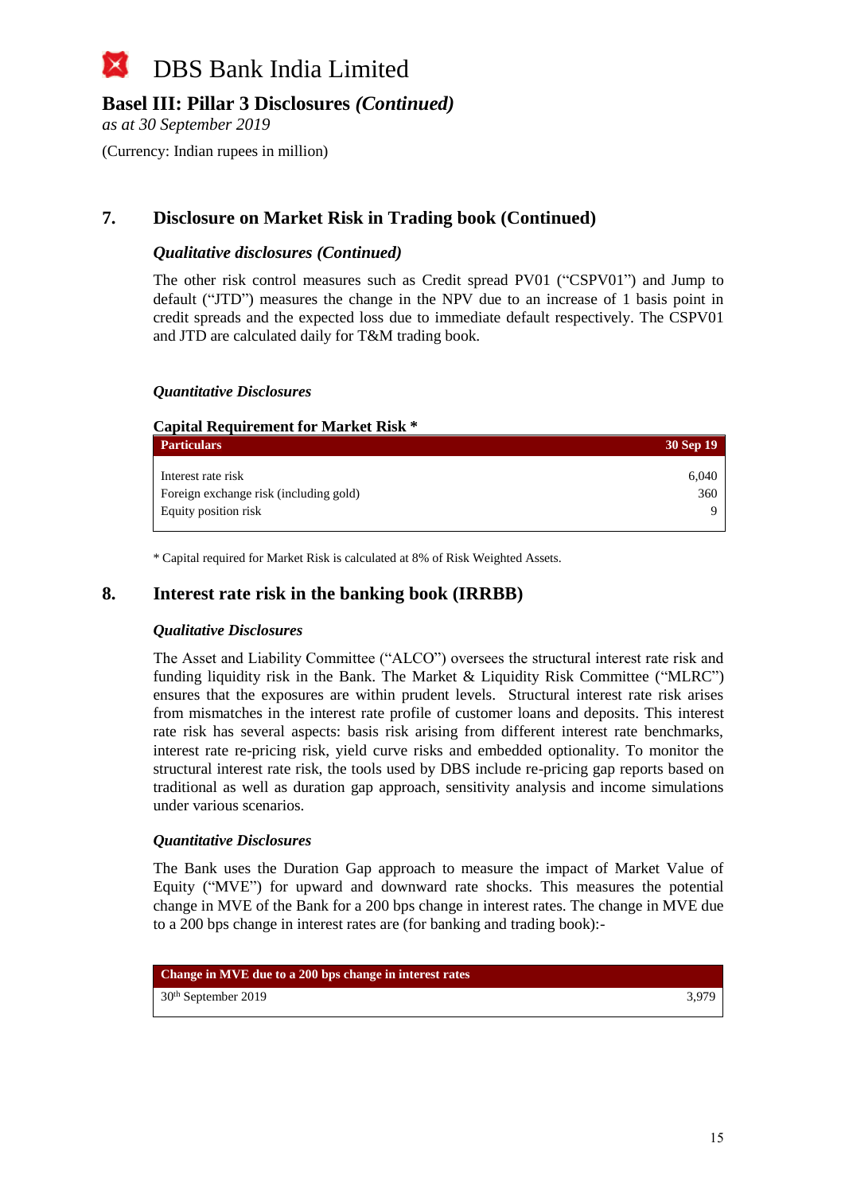# DBS Bank India Limited

## Basel III: Pillar 3 Disclosures *(Continued)*

*as at 30 September 2019*

(Currency: Indian rupees in million)

## 7. Disclosure on Market Risk in Trading book (Continued)

### *Qualitative disclosures (Continued)*

The other risk control measures such as Credit spread PV01 ("CSPV01") and Jump to default ("JTD") measures the change in the NPV due to an increase of 1 basis point in credit spreads and the expected loss due to immediate default respectively. The CSPV01 and JTD are calculated daily for T&M trading book.

### *Quantitative Disclosures*

**Capital Requirement for Market Risk ***

| Particulars | 30 Sep 19 |
|---|---|
| Interest rate risk | 6,040 |
| Foreign exchange risk (including gold) | 360 |
| Equity position risk | 9 |

* Capital required for Market Risk is calculated at 8% of Risk Weighted Assets.

## 8. Interest rate risk in the banking book (IRRBB)

### *Qualitative Disclosures*

The Asset and Liability Committee ("ALCO") oversees the structural interest rate risk and funding liquidity risk in the Bank. The Market & Liquidity Risk Committee ("MLRC") ensures that the exposures are within prudent levels. Structural interest rate risk arises from mismatches in the interest rate profile of customer loans and deposits. This interest rate risk has several aspects: basis risk arising from different interest rate benchmarks, interest rate re-pricing risk, yield curve risks and embedded optionality. To monitor the structural interest rate risk, the tools used by DBS include re-pricing gap reports based on traditional as well as duration gap approach, sensitivity analysis and income simulations under various scenarios.

### *Quantitative Disclosures*

The Bank uses the Duration Gap approach to measure the impact of Market Value of Equity ("MVE") for upward and downward rate shocks. This measures the potential change in MVE of the Bank for a 200 bps change in interest rates. The change in MVE due to a 200 bps change in interest rates are (for banking and trading book):-

| Change in MVE due to a 200 bps change in interest rates | |
|---|---|
| 30th September 2019 | 3,979 |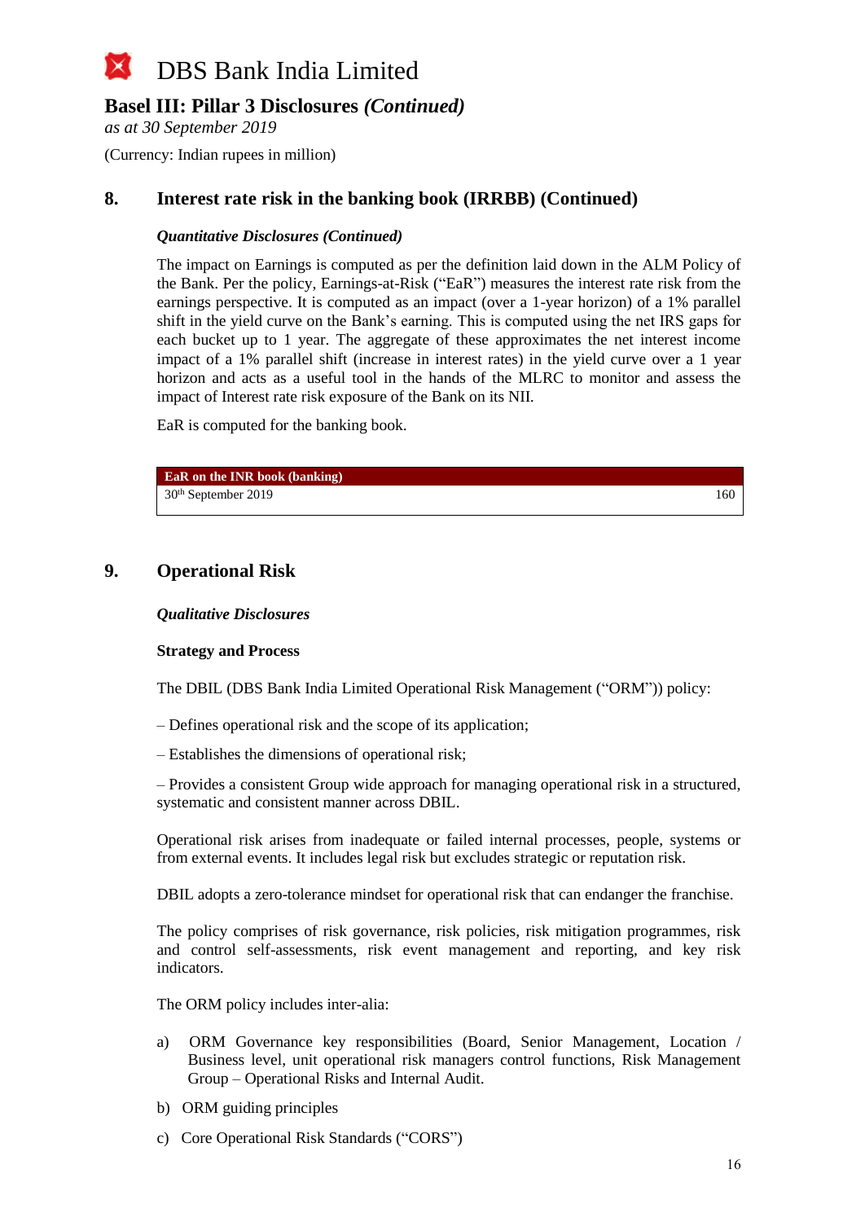## 8. Interest rate risk in the banking book (IRRBB) (Continued)

***Quantitative Disclosures (Continued)***

The impact on Earnings is computed as per the definition laid down in the ALM Policy of the Bank. Per the policy, Earnings-at-Risk ("EaR") measures the interest rate risk from the earnings perspective. It is computed as an impact (over a 1-year horizon) of a 1% parallel shift in the yield curve on the Bank's earning. This is computed using the net IRS gaps for each bucket up to 1 year. The aggregate of these approximates the net interest income impact of a 1% parallel shift (increase in interest rates) in the yield curve over a 1 year horizon and acts as a useful tool in the hands of the MLRC to monitor and assess the impact of Interest rate risk exposure of the Bank on its NII.

EaR is computed for the banking book.

| EaR on the INR book (banking) | |
|---|---|
| 30th September 2019 | 160 |

## 9. Operational Risk

***Qualitative Disclosures***

**Strategy and Process**

The DBIL (DBS Bank India Limited Operational Risk Management ("ORM")) policy:

– Defines operational risk and the scope of its application;

– Establishes the dimensions of operational risk;

– Provides a consistent Group wide approach for managing operational risk in a structured, systematic and consistent manner across DBIL.

Operational risk arises from inadequate or failed internal processes, people, systems or from external events. It includes legal risk but excludes strategic or reputation risk.

DBIL adopts a zero-tolerance mindset for operational risk that can endanger the franchise.

The policy comprises of risk governance, risk policies, risk mitigation programmes, risk and control self-assessments, risk event management and reporting, and key risk indicators.

The ORM policy includes inter-alia:

a) ORM Governance key responsibilities (Board, Senior Management, Location / Business level, unit operational risk managers control functions, Risk Management Group – Operational Risks and Internal Audit.

b) ORM guiding principles

c) Core Operational Risk Standards ("CORS")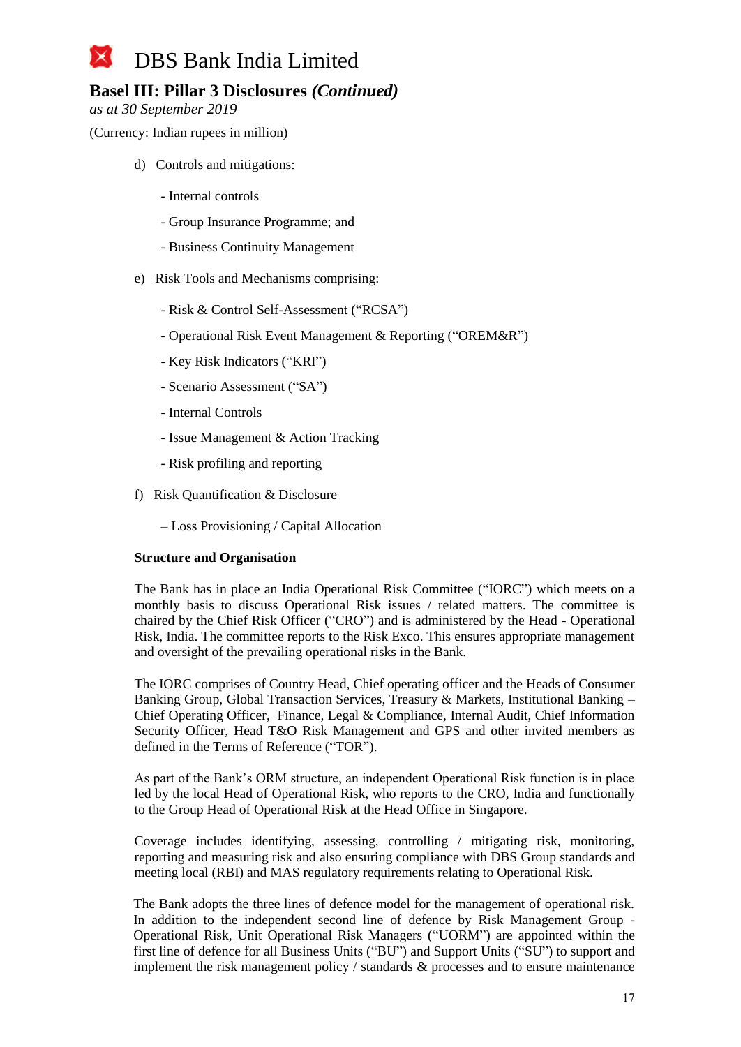# DBS Bank India Limited

## Basel III: Pillar 3 Disclosures *(Continued)*

*as at 30 September 2019*

(Currency: Indian rupees in million)

d) Controls and mitigations:

- Internal controls
- Group Insurance Programme; and
- Business Continuity Management

e) Risk Tools and Mechanisms comprising:

- Risk & Control Self-Assessment ("RCSA")
- Operational Risk Event Management & Reporting ("OREM&R")
- Key Risk Indicators ("KRI")
- Scenario Assessment ("SA")
- Internal Controls
- Issue Management & Action Tracking
- Risk profiling and reporting

f) Risk Quantification & Disclosure

– Loss Provisioning / Capital Allocation

**Structure and Organisation**

The Bank has in place an India Operational Risk Committee ("IORC") which meets on a monthly basis to discuss Operational Risk issues / related matters. The committee is chaired by the Chief Risk Officer ("CRO") and is administered by the Head - Operational Risk, India. The committee reports to the Risk Exco. This ensures appropriate management and oversight of the prevailing operational risks in the Bank.

The IORC comprises of Country Head, Chief operating officer and the Heads of Consumer Banking Group, Global Transaction Services, Treasury & Markets, Institutional Banking – Chief Operating Officer, Finance, Legal & Compliance, Internal Audit, Chief Information Security Officer, Head T&O Risk Management and GPS and other invited members as defined in the Terms of Reference ("TOR").

As part of the Bank's ORM structure, an independent Operational Risk function is in place led by the local Head of Operational Risk, who reports to the CRO, India and functionally to the Group Head of Operational Risk at the Head Office in Singapore.

Coverage includes identifying, assessing, controlling / mitigating risk, monitoring, reporting and measuring risk and also ensuring compliance with DBS Group standards and meeting local (RBI) and MAS regulatory requirements relating to Operational Risk.

The Bank adopts the three lines of defence model for the management of operational risk. In addition to the independent second line of defence by Risk Management Group - Operational Risk, Unit Operational Risk Managers ("UORM") are appointed within the first line of defence for all Business Units ("BU") and Support Units ("SU") to support and implement the risk management policy / standards & processes and to ensure maintenance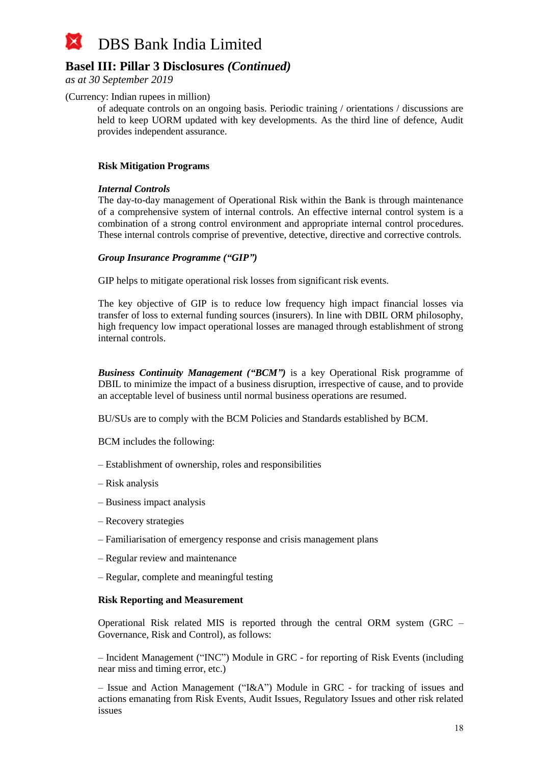(Currency: Indian rupees in million)

of adequate controls on an ongoing basis. Periodic training / orientations / discussions are held to keep UORM updated with key developments. As the third line of defence, Audit provides independent assurance.

**Risk Mitigation Programs**

***Internal Controls***

The day-to-day management of Operational Risk within the Bank is through maintenance of a comprehensive system of internal controls. An effective internal control system is a combination of a strong control environment and appropriate internal control procedures. These internal controls comprise of preventive, detective, directive and corrective controls.

***Group Insurance Programme ("GIP")***

GIP helps to mitigate operational risk losses from significant risk events.

The key objective of GIP is to reduce low frequency high impact financial losses via transfer of loss to external funding sources (insurers). In line with DBIL ORM philosophy, high frequency low impact operational losses are managed through establishment of strong internal controls.

***Business Continuity Management ("BCM")*** is a key Operational Risk programme of DBIL to minimize the impact of a business disruption, irrespective of cause, and to provide an acceptable level of business until normal business operations are resumed.

BU/SUs are to comply with the BCM Policies and Standards established by BCM.

BCM includes the following:

– Establishment of ownership, roles and responsibilities

– Risk analysis

– Business impact analysis

– Recovery strategies

– Familiarisation of emergency response and crisis management plans

– Regular review and maintenance

– Regular, complete and meaningful testing

**Risk Reporting and Measurement**

Operational Risk related MIS is reported through the central ORM system (GRC – Governance, Risk and Control), as follows:

– Incident Management ("INC") Module in GRC - for reporting of Risk Events (including near miss and timing error, etc.)

– Issue and Action Management ("I&A") Module in GRC - for tracking of issues and actions emanating from Risk Events, Audit Issues, Regulatory Issues and other risk related issues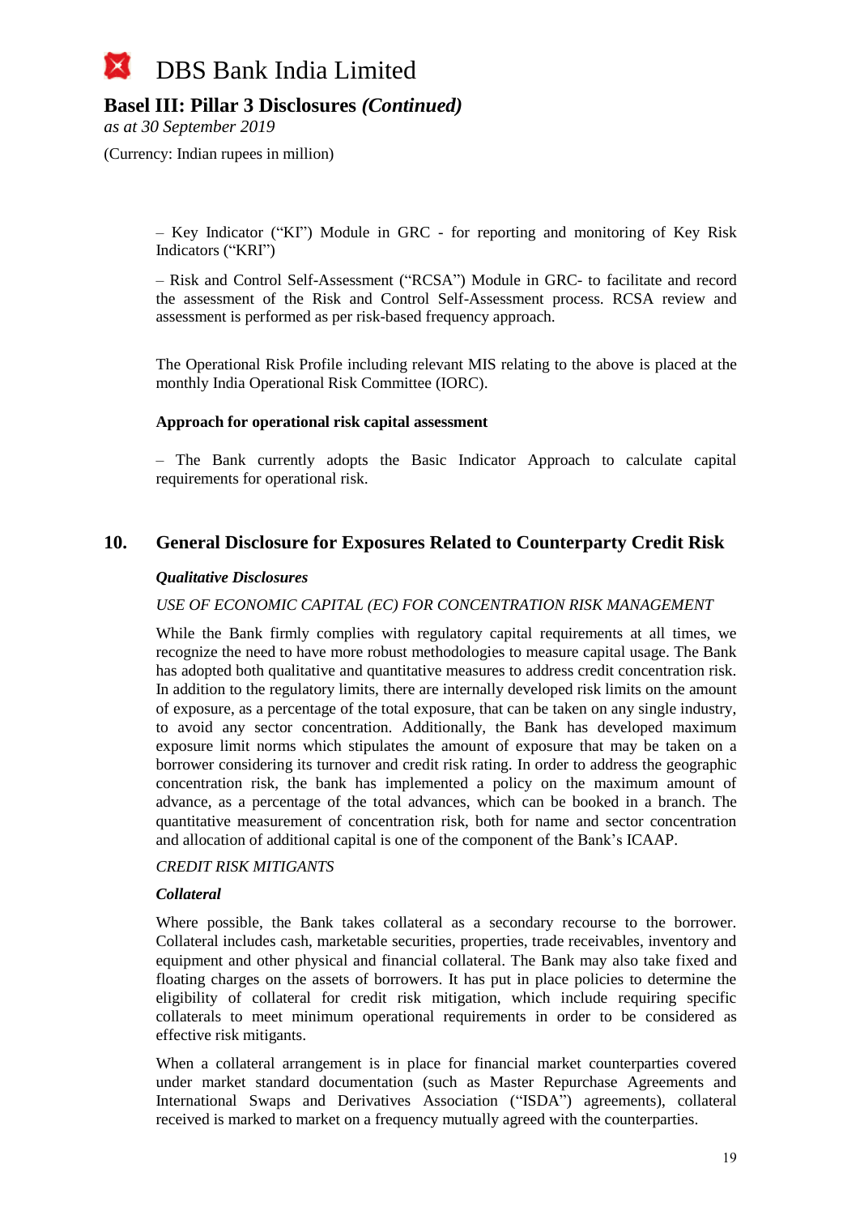– Key Indicator ("KI") Module in GRC - for reporting and monitoring of Key Risk Indicators ("KRI")

– Risk and Control Self-Assessment ("RCSA") Module in GRC- to facilitate and record the assessment of the Risk and Control Self-Assessment process. RCSA review and assessment is performed as per risk-based frequency approach.

The Operational Risk Profile including relevant MIS relating to the above is placed at the monthly India Operational Risk Committee (IORC).

**Approach for operational risk capital assessment**

– The Bank currently adopts the Basic Indicator Approach to calculate capital requirements for operational risk.

## 10. General Disclosure for Exposures Related to Counterparty Credit Risk

***Qualitative Disclosures***

*USE OF ECONOMIC CAPITAL (EC) FOR CONCENTRATION RISK MANAGEMENT*

While the Bank firmly complies with regulatory capital requirements at all times, we recognize the need to have more robust methodologies to measure capital usage. The Bank has adopted both qualitative and quantitative measures to address credit concentration risk. In addition to the regulatory limits, there are internally developed risk limits on the amount of exposure, as a percentage of the total exposure, that can be taken on any single industry, to avoid any sector concentration. Additionally, the Bank has developed maximum exposure limit norms which stipulates the amount of exposure that may be taken on a borrower considering its turnover and credit risk rating. In order to address the geographic concentration risk, the bank has implemented a policy on the maximum amount of advance, as a percentage of the total advances, which can be booked in a branch. The quantitative measurement of concentration risk, both for name and sector concentration and allocation of additional capital is one of the component of the Bank's ICAAP.

*CREDIT RISK MITIGANTS*

***Collateral***

Where possible, the Bank takes collateral as a secondary recourse to the borrower. Collateral includes cash, marketable securities, properties, trade receivables, inventory and equipment and other physical and financial collateral. The Bank may also take fixed and floating charges on the assets of borrowers. It has put in place policies to determine the eligibility of collateral for credit risk mitigation, which include requiring specific collaterals to meet minimum operational requirements in order to be considered as effective risk mitigants.

When a collateral arrangement is in place for financial market counterparties covered under market standard documentation (such as Master Repurchase Agreements and International Swaps and Derivatives Association ("ISDA") agreements), collateral received is marked to market on a frequency mutually agreed with the counterparties.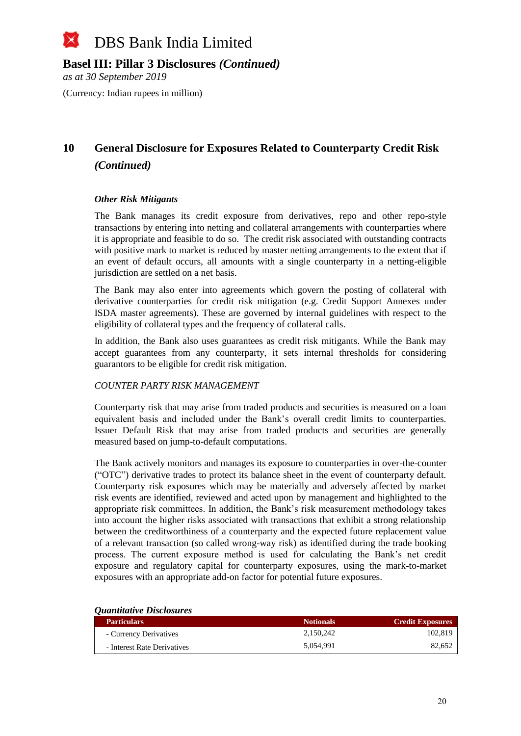# DBS Bank India Limited

## Basel III: Pillar 3 Disclosures *(Continued)*

*as at 30 September 2019*

(Currency: Indian rupees in million)

## 10 General Disclosure for Exposures Related to Counterparty Credit Risk *(Continued)*

***Other Risk Mitigants***

The Bank manages its credit exposure from derivatives, repo and other repo-style transactions by entering into netting and collateral arrangements with counterparties where it is appropriate and feasible to do so. The credit risk associated with outstanding contracts with positive mark to market is reduced by master netting arrangements to the extent that if an event of default occurs, all amounts with a single counterparty in a netting-eligible jurisdiction are settled on a net basis.

The Bank may also enter into agreements which govern the posting of collateral with derivative counterparties for credit risk mitigation (e.g. Credit Support Annexes under ISDA master agreements). These are governed by internal guidelines with respect to the eligibility of collateral types and the frequency of collateral calls.

In addition, the Bank also uses guarantees as credit risk mitigants. While the Bank may accept guarantees from any counterparty, it sets internal thresholds for considering guarantors to be eligible for credit risk mitigation.

*COUNTER PARTY RISK MANAGEMENT*

Counterparty risk that may arise from traded products and securities is measured on a loan equivalent basis and included under the Bank's overall credit limits to counterparties. Issuer Default Risk that may arise from traded products and securities are generally measured based on jump-to-default computations.

The Bank actively monitors and manages its exposure to counterparties in over-the-counter ("OTC") derivative trades to protect its balance sheet in the event of counterparty default. Counterparty risk exposures which may be materially and adversely affected by market risk events are identified, reviewed and acted upon by management and highlighted to the appropriate risk committees. In addition, the Bank's risk measurement methodology takes into account the higher risks associated with transactions that exhibit a strong relationship between the creditworthiness of a counterparty and the expected future replacement value of a relevant transaction (so called wrong-way risk) as identified during the trade booking process. The current exposure method is used for calculating the Bank's net credit exposure and regulatory capital for counterparty exposures, using the mark-to-market exposures with an appropriate add-on factor for potential future exposures.

***Quantitative Disclosures***

| Particulars | Notionals | Credit Exposures |
|---|---|---|
| - Currency Derivatives | 2,150,242 | 102,819 |
| - Interest Rate Derivatives | 5,054,991 | 82,652 |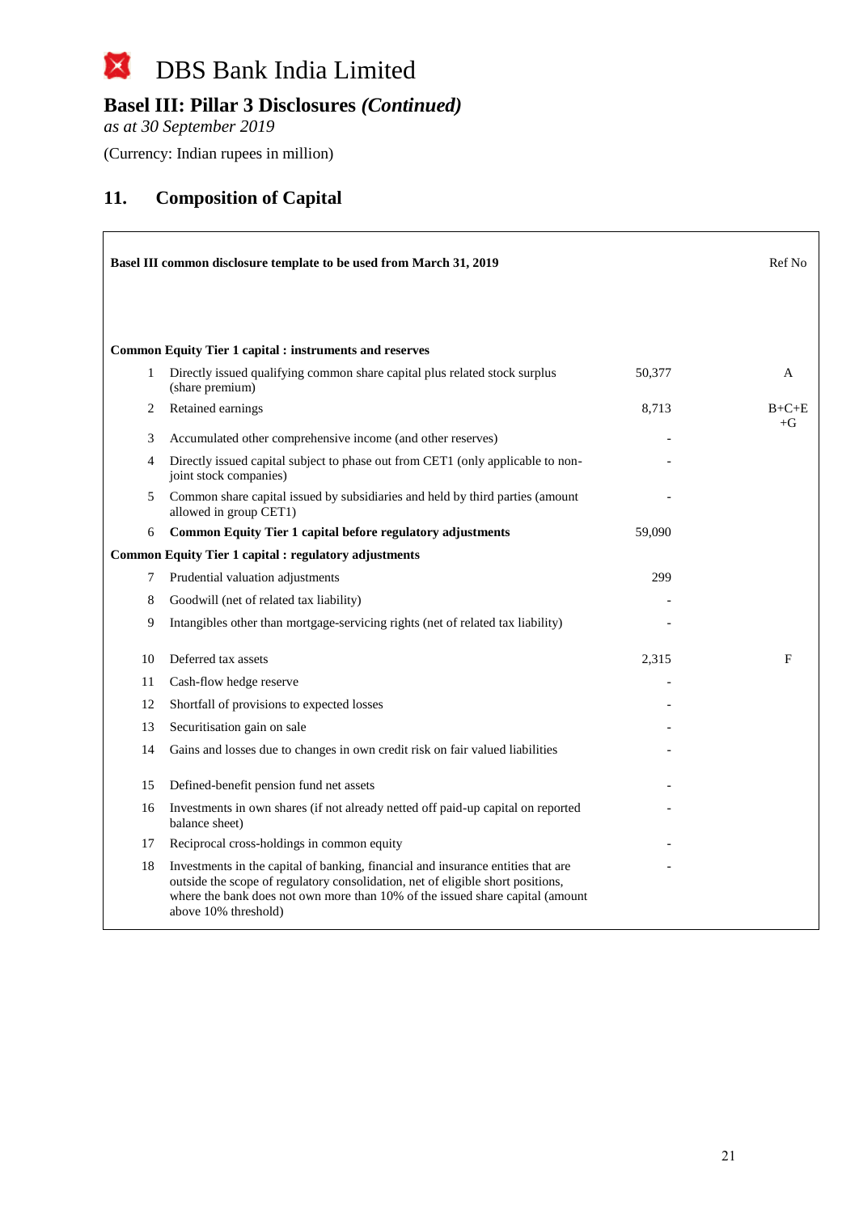# DBS Bank India Limited

## Basel III: Pillar 3 Disclosures *(Continued)*

*as at 30 September 2019*

(Currency: Indian rupees in million)

## 11. Composition of Capital

| | Basel III common disclosure template to be used from March 31, 2019 | | Ref No |
|---|---|---|---|
| | **Common Equity Tier 1 capital : instruments and reserves** | | |
| 1 | Directly issued qualifying common share capital plus related stock surplus (share premium) | 50,377 | A |
| 2 | Retained earnings | 8,713 | B+C+E+G |
| 3 | Accumulated other comprehensive income (and other reserves) | - | |
| 4 | Directly issued capital subject to phase out from CET1 (only applicable to non-joint stock companies) | - | |
| 5 | Common share capital issued by subsidiaries and held by third parties (amount allowed in group CET1) | - | |
| 6 | **Common Equity Tier 1 capital before regulatory adjustments** | 59,090 | |
| | **Common Equity Tier 1 capital : regulatory adjustments** | | |
| 7 | Prudential valuation adjustments | 299 | |
| 8 | Goodwill (net of related tax liability) | - | |
| 9 | Intangibles other than mortgage-servicing rights (net of related tax liability) | - | |
| 10 | Deferred tax assets | 2,315 | F |
| 11 | Cash-flow hedge reserve | - | |
| 12 | Shortfall of provisions to expected losses | - | |
| 13 | Securitisation gain on sale | - | |
| 14 | Gains and losses due to changes in own credit risk on fair valued liabilities | - | |
| 15 | Defined-benefit pension fund net assets | - | |
| 16 | Investments in own shares (if not already netted off paid-up capital on reported balance sheet) | - | |
| 17 | Reciprocal cross-holdings in common equity | - | |
| 18 | Investments in the capital of banking, financial and insurance entities that are outside the scope of regulatory consolidation, net of eligible short positions, where the bank does not own more than 10% of the issued share capital (amount above 10% threshold) | - | |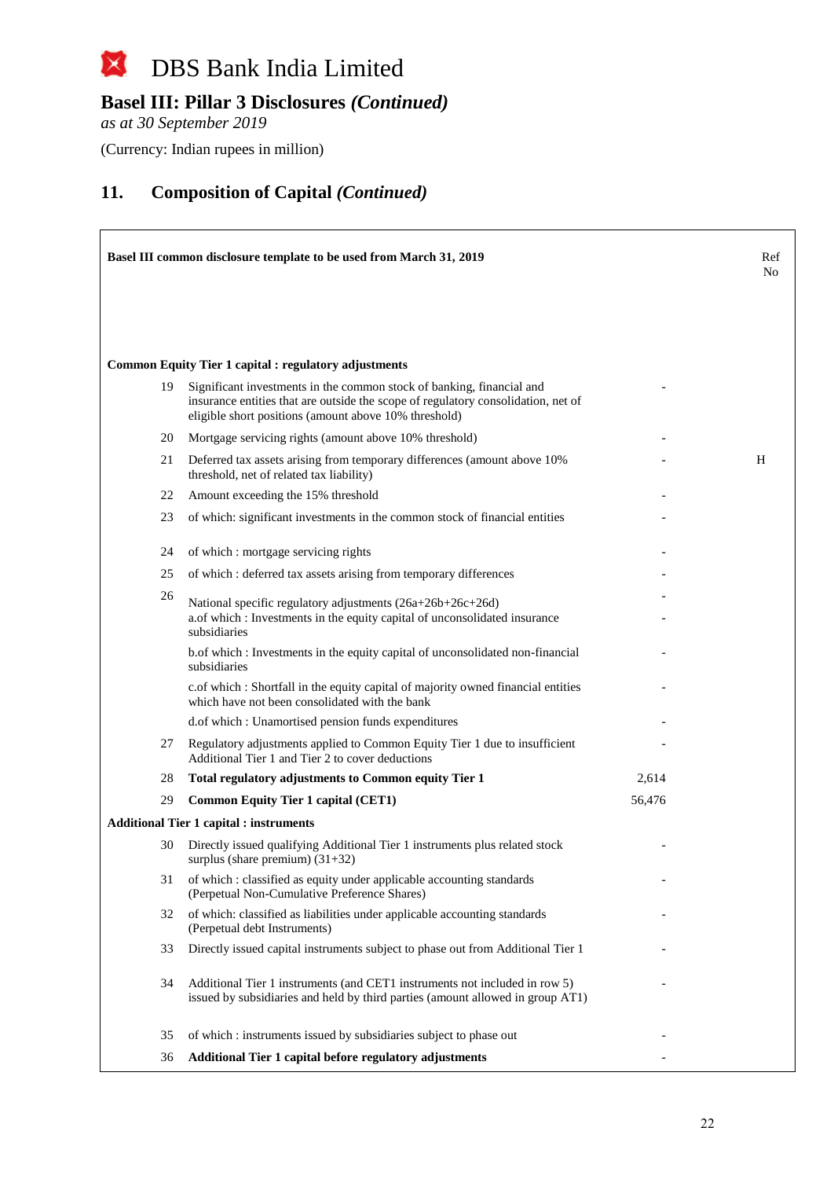# DBS Bank India Limited

## Basel III: Pillar 3 Disclosures *(Continued)*

*as at 30 September 2019*

(Currency: Indian rupees in million)

## 11. Composition of Capital *(Continued)*

| | **Basel III common disclosure template to be used from March 31, 2019** | | Ref No |
|---|---|---|---|
| | **Common Equity Tier 1 capital : regulatory adjustments** | | |
| 19 | Significant investments in the common stock of banking, financial and insurance entities that are outside the scope of regulatory consolidation, net of eligible short positions (amount above 10% threshold) | - | |
| 20 | Mortgage servicing rights (amount above 10% threshold) | - | |
| 21 | Deferred tax assets arising from temporary differences (amount above 10% threshold, net of related tax liability) | - | H |
| 22 | Amount exceeding the 15% threshold | - | |
| 23 | of which: significant investments in the common stock of financial entities | - | |
| 24 | of which : mortgage servicing rights | - | |
| 25 | of which : deferred tax assets arising from temporary differences | - | |
| 26 | National specific regulatory adjustments (26a+26b+26c+26d) | - | |
| | a.of which : Investments in the equity capital of unconsolidated insurance subsidiaries | - | |
| | b.of which : Investments in the equity capital of unconsolidated non-financial subsidiaries | - | |
| | c.of which : Shortfall in the equity capital of majority owned financial entities which have not been consolidated with the bank | - | |
| | d.of which : Unamortised pension funds expenditures | - | |
| 27 | Regulatory adjustments applied to Common Equity Tier 1 due to insufficient Additional Tier 1 and Tier 2 to cover deductions | - | |
| 28 | **Total regulatory adjustments to Common equity Tier 1** | 2,614 | |
| 29 | **Common Equity Tier 1 capital (CET1)** | 56,476 | |
| | **Additional Tier 1 capital : instruments** | | |
| 30 | Directly issued qualifying Additional Tier 1 instruments plus related stock surplus (share premium) (31+32) | - | |
| 31 | of which : classified as equity under applicable accounting standards (Perpetual Non-Cumulative Preference Shares) | - | |
| 32 | of which: classified as liabilities under applicable accounting standards (Perpetual debt Instruments) | - | |
| 33 | Directly issued capital instruments subject to phase out from Additional Tier 1 | - | |
| 34 | Additional Tier 1 instruments (and CET1 instruments not included in row 5) issued by subsidiaries and held by third parties (amount allowed in group AT1) | - | |
| 35 | of which : instruments issued by subsidiaries subject to phase out | - | |
| 36 | **Additional Tier 1 capital before regulatory adjustments** | - | |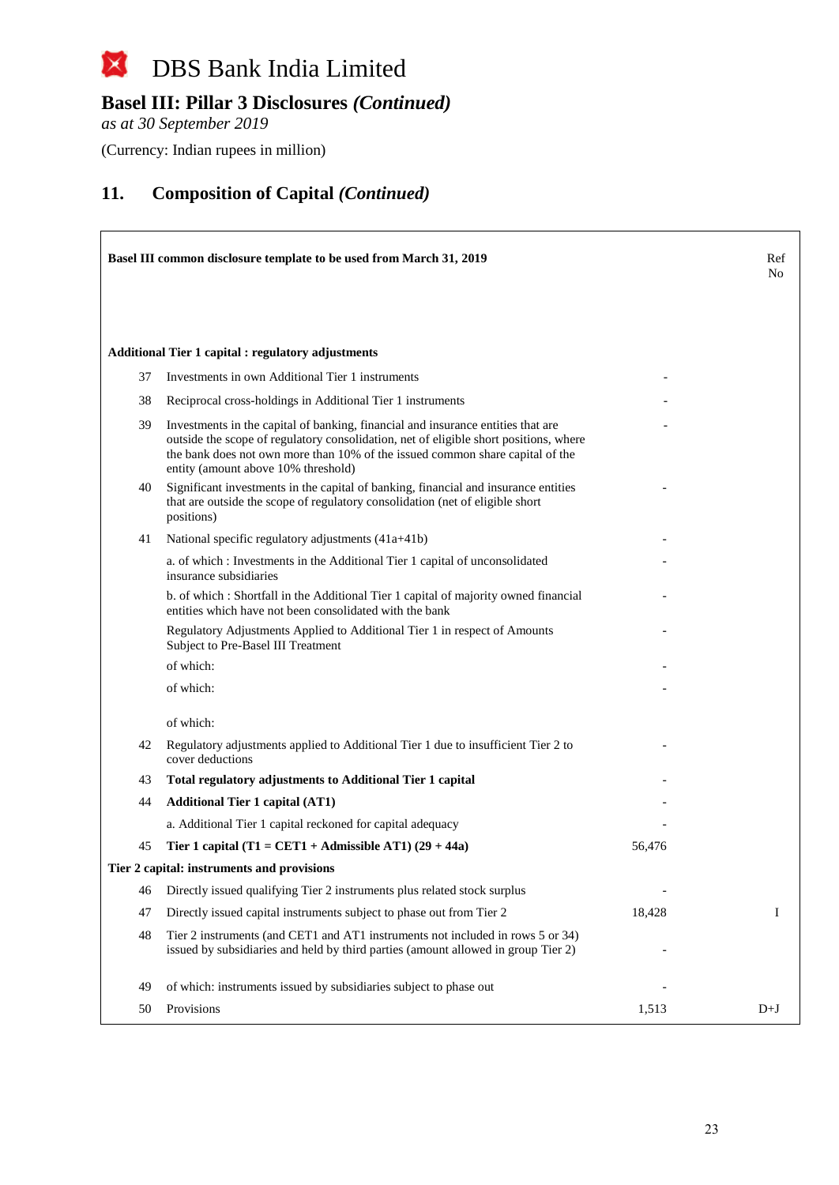# DBS Bank India Limited

## Basel III: Pillar 3 Disclosures *(Continued)*

*as at 30 September 2019*

(Currency: Indian rupees in million)

## 11. Composition of Capital *(Continued)*

| | Basel III common disclosure template to be used from March 31, 2019 | | Ref No |
|---|---|---|---|
| | **Additional Tier 1 capital : regulatory adjustments** | | |
| 37 | Investments in own Additional Tier 1 instruments | - | |
| 38 | Reciprocal cross-holdings in Additional Tier 1 instruments | - | |
| 39 | Investments in the capital of banking, financial and insurance entities that are outside the scope of regulatory consolidation, net of eligible short positions, where the bank does not own more than 10% of the issued common share capital of the entity (amount above 10% threshold) | - | |
| 40 | Significant investments in the capital of banking, financial and insurance entities that are outside the scope of regulatory consolidation (net of eligible short positions) | - | |
| 41 | National specific regulatory adjustments (41a+41b) | - | |
| | a. of which : Investments in the Additional Tier 1 capital of unconsolidated insurance subsidiaries | - | |
| | b. of which : Shortfall in the Additional Tier 1 capital of majority owned financial entities which have not been consolidated with the bank | - | |
| | Regulatory Adjustments Applied to Additional Tier 1 in respect of Amounts Subject to Pre-Basel III Treatment | - | |
| | of which: | - | |
| | of which: | - | |
| | of which: | | |
| 42 | Regulatory adjustments applied to Additional Tier 1 due to insufficient Tier 2 to cover deductions | - | |
| 43 | **Total regulatory adjustments to Additional Tier 1 capital** | - | |
| 44 | **Additional Tier 1 capital (AT1)** | - | |
| | a. Additional Tier 1 capital reckoned for capital adequacy | - | |
| 45 | **Tier 1 capital (T1 = CET1 + Admissible AT1) (29 + 44a)** | 56,476 | |
| | **Tier 2 capital: instruments and provisions** | | |
| 46 | Directly issued qualifying Tier 2 instruments plus related stock surplus | - | |
| 47 | Directly issued capital instruments subject to phase out from Tier 2 | 18,428 | I |
| 48 | Tier 2 instruments (and CET1 and AT1 instruments not included in rows 5 or 34) issued by subsidiaries and held by third parties (amount allowed in group Tier 2) | - | |
| 49 | of which: instruments issued by subsidiaries subject to phase out | - | |
| 50 | Provisions | 1,513 | D+J |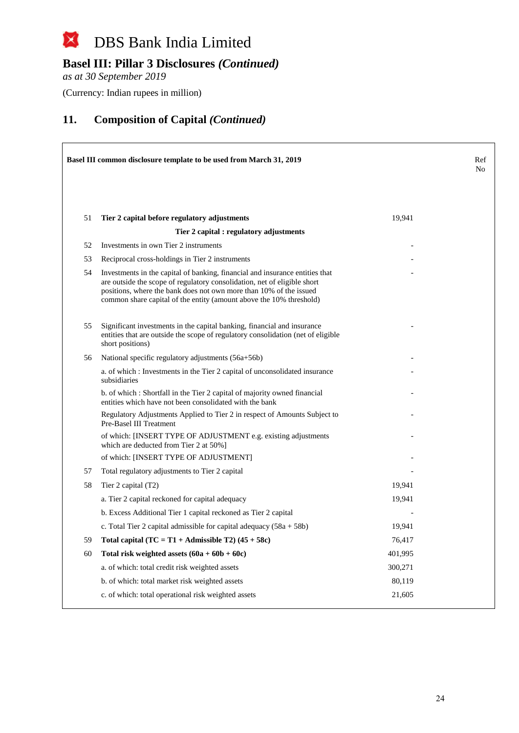# DBS Bank India Limited

## Basel III: Pillar 3 Disclosures *(Continued)*

*as at 30 September 2019*

(Currency: Indian rupees in million)

## 11. Composition of Capital *(Continued)*

| | Basel III common disclosure template to be used from March 31, 2019 | | Ref No |
|---|---|---|---|
| 51 | **Tier 2 capital before regulatory adjustments** | 19,941 | |
| | **Tier 2 capital : regulatory adjustments** | | |
| 52 | Investments in own Tier 2 instruments | - | |
| 53 | Reciprocal cross-holdings in Tier 2 instruments | - | |
| 54 | Investments in the capital of banking, financial and insurance entities that are outside the scope of regulatory consolidation, net of eligible short positions, where the bank does not own more than 10% of the issued common share capital of the entity (amount above the 10% threshold) | - | |
| 55 | Significant investments in the capital banking, financial and insurance entities that are outside the scope of regulatory consolidation (net of eligible short positions) | - | |
| 56 | National specific regulatory adjustments (56a+56b) | - | |
| | a. of which : Investments in the Tier 2 capital of unconsolidated insurance subsidiaries | - | |
| | b. of which : Shortfall in the Tier 2 capital of majority owned financial entities which have not been consolidated with the bank | - | |
| | Regulatory Adjustments Applied to Tier 2 in respect of Amounts Subject to Pre-Basel III Treatment | - | |
| | of which: [INSERT TYPE OF ADJUSTMENT e.g. existing adjustments which are deducted from Tier 2 at 50%] | - | |
| | of which: [INSERT TYPE OF ADJUSTMENT] | - | |
| 57 | Total regulatory adjustments to Tier 2 capital | - | |
| 58 | Tier 2 capital (T2) | 19,941 | |
| | a. Tier 2 capital reckoned for capital adequacy | 19,941 | |
| | b. Excess Additional Tier 1 capital reckoned as Tier 2 capital | - | |
| | c. Total Tier 2 capital admissible for capital adequacy (58a + 58b) | 19,941 | |
| 59 | **Total capital (TC = T1 + Admissible T2) (45 + 58c)** | 76,417 | |
| 60 | **Total risk weighted assets (60a + 60b + 60c)** | 401,995 | |
| | a. of which: total credit risk weighted assets | 300,271 | |
| | b. of which: total market risk weighted assets | 80,119 | |
| | c. of which: total operational risk weighted assets | 21,605 | |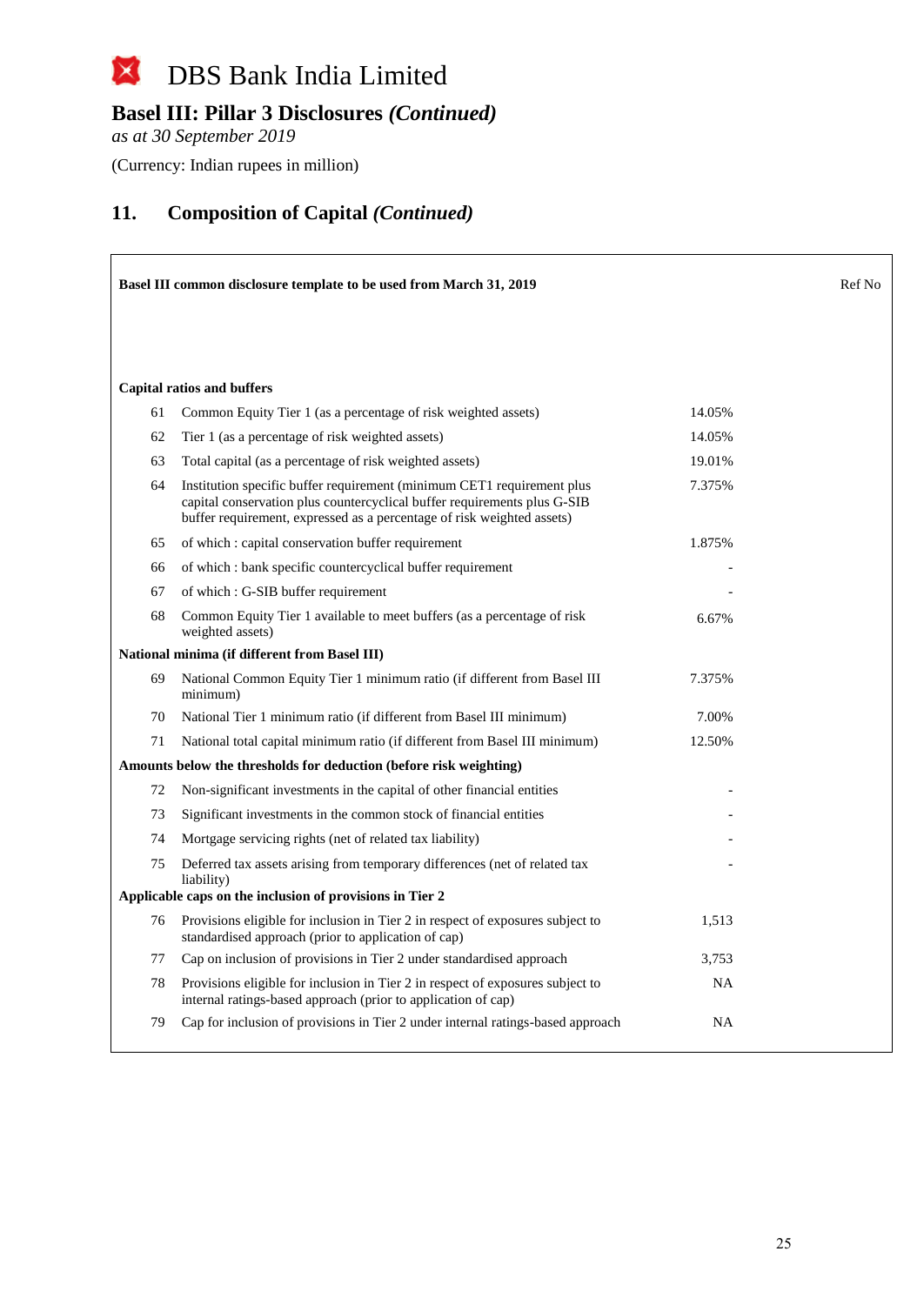# DBS Bank India Limited

## Basel III: Pillar 3 Disclosures *(Continued)*

*as at 30 September 2019*

(Currency: Indian rupees in million)

## 11. Composition of Capital *(Continued)*

| Basel III common disclosure template to be used from March 31, 2019 | | | Ref No |
|---|---|---|---|
| **Capital ratios and buffers** | | | |
| 61 | Common Equity Tier 1 (as a percentage of risk weighted assets) | 14.05% | |
| 62 | Tier 1 (as a percentage of risk weighted assets) | 14.05% | |
| 63 | Total capital (as a percentage of risk weighted assets) | 19.01% | |
| 64 | Institution specific buffer requirement (minimum CET1 requirement plus capital conservation plus countercyclical buffer requirements plus G-SIB buffer requirement, expressed as a percentage of risk weighted assets) | 7.375% | |
| 65 | of which : capital conservation buffer requirement | 1.875% | |
| 66 | of which : bank specific countercyclical buffer requirement | - | |
| 67 | of which : G-SIB buffer requirement | - | |
| 68 | Common Equity Tier 1 available to meet buffers (as a percentage of risk weighted assets) | 6.67% | |
| **National minima (if different from Basel III)** | | | |
| 69 | National Common Equity Tier 1 minimum ratio (if different from Basel III minimum) | 7.375% | |
| 70 | National Tier 1 minimum ratio (if different from Basel III minimum) | 7.00% | |
| 71 | National total capital minimum ratio (if different from Basel III minimum) | 12.50% | |
| **Amounts below the thresholds for deduction (before risk weighting)** | | | |
| 72 | Non-significant investments in the capital of other financial entities | - | |
| 73 | Significant investments in the common stock of financial entities | - | |
| 74 | Mortgage servicing rights (net of related tax liability) | - | |
| 75 | Deferred tax assets arising from temporary differences (net of related tax liability) | - | |
| **Applicable caps on the inclusion of provisions in Tier 2** | | | |
| 76 | Provisions eligible for inclusion in Tier 2 in respect of exposures subject to standardised approach (prior to application of cap) | 1,513 | |
| 77 | Cap on inclusion of provisions in Tier 2 under standardised approach | 3,753 | |
| 78 | Provisions eligible for inclusion in Tier 2 in respect of exposures subject to internal ratings-based approach (prior to application of cap) | NA | |
| 79 | Cap for inclusion of provisions in Tier 2 under internal ratings-based approach | NA | |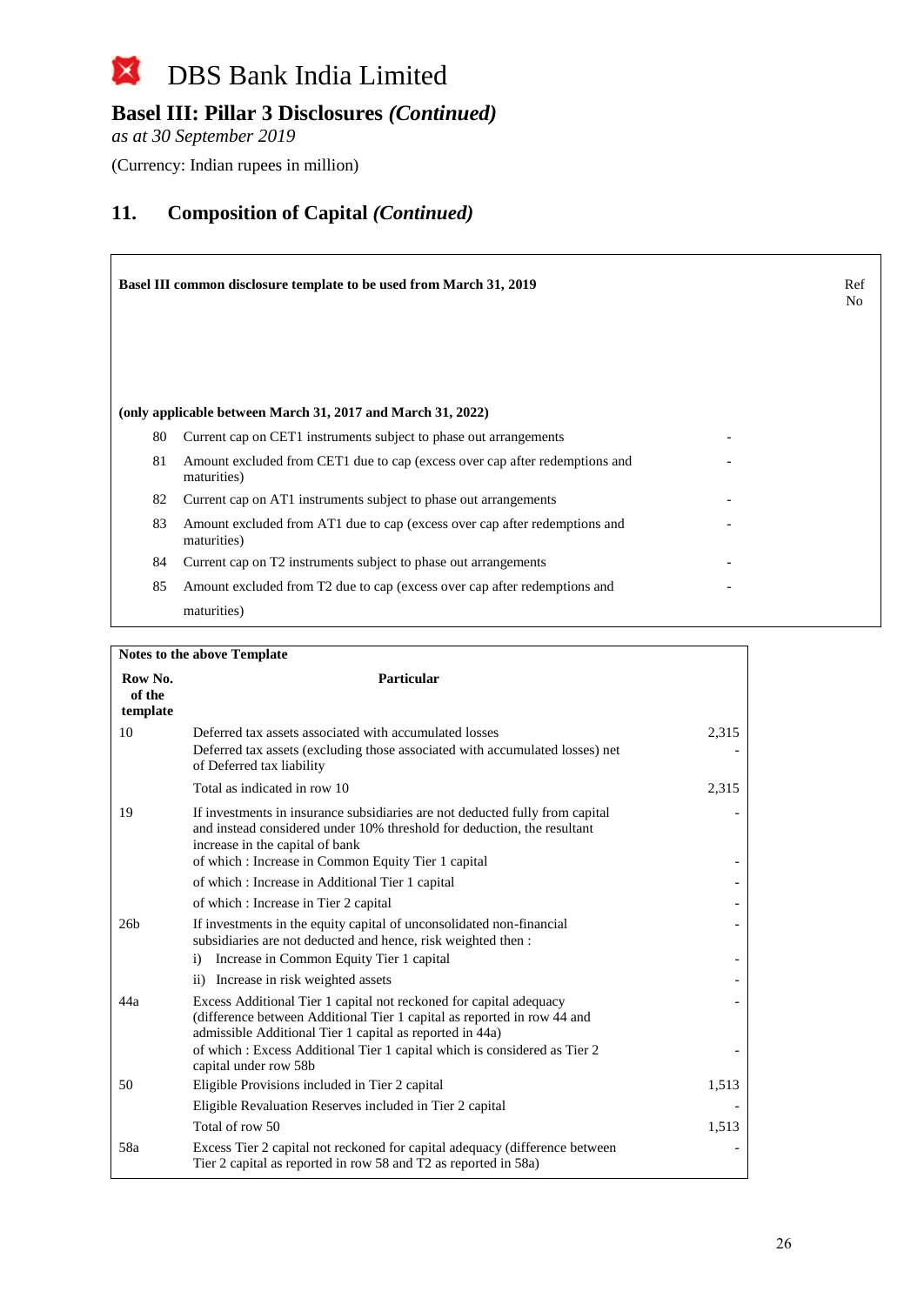# DBS Bank India Limited

## Basel III: Pillar 3 Disclosures *(Continued)*

*as at 30 September 2019*

(Currency: Indian rupees in million)

## 11. Composition of Capital *(Continued)*

| | Basel III common disclosure template to be used from March 31, 2019 | | Ref No |
|---|---|---|---|
| | **(only applicable between March 31, 2017 and March 31, 2022)** | | |
| 80 | Current cap on CET1 instruments subject to phase out arrangements | - | |
| 81 | Amount excluded from CET1 due to cap (excess over cap after redemptions and maturities) | - | |
| 82 | Current cap on AT1 instruments subject to phase out arrangements | - | |
| 83 | Amount excluded from AT1 due to cap (excess over cap after redemptions and maturities) | - | |
| 84 | Current cap on T2 instruments subject to phase out arrangements | - | |
| 85 | Amount excluded from T2 due to cap (excess over cap after redemptions and maturities) | - | |

**Notes to the above Template**

| Row No. of the template | Particular | |
|---|---|---|
| 10 | Deferred tax assets associated with accumulated losses | 2,315 |
| | Deferred tax assets (excluding those associated with accumulated losses) net of Deferred tax liability | - |
| | Total as indicated in row 10 | 2,315 |
| 19 | If investments in insurance subsidiaries are not deducted fully from capital and instead considered under 10% threshold for deduction, the resultant increase in the capital of bank | - |
| | of which : Increase in Common Equity Tier 1 capital | - |
| | of which : Increase in Additional Tier 1 capital | - |
| | of which : Increase in Tier 2 capital | - |
| 26b | If investments in the equity capital of unconsolidated non-financial subsidiaries are not deducted and hence, risk weighted then : | - |
| | i) Increase in Common Equity Tier 1 capital | - |
| | ii) Increase in risk weighted assets | - |
| 44a | Excess Additional Tier 1 capital not reckoned for capital adequacy (difference between Additional Tier 1 capital as reported in row 44 and admissible Additional Tier 1 capital as reported in 44a) | - |
| | of which : Excess Additional Tier 1 capital which is considered as Tier 2 capital under row 58b | - |
| 50 | Eligible Provisions included in Tier 2 capital | 1,513 |
| | Eligible Revaluation Reserves included in Tier 2 capital | - |
| | Total of row 50 | 1,513 |
| 58a | Excess Tier 2 capital not reckoned for capital adequacy (difference between Tier 2 capital as reported in row 58 and T2 as reported in 58a) | - |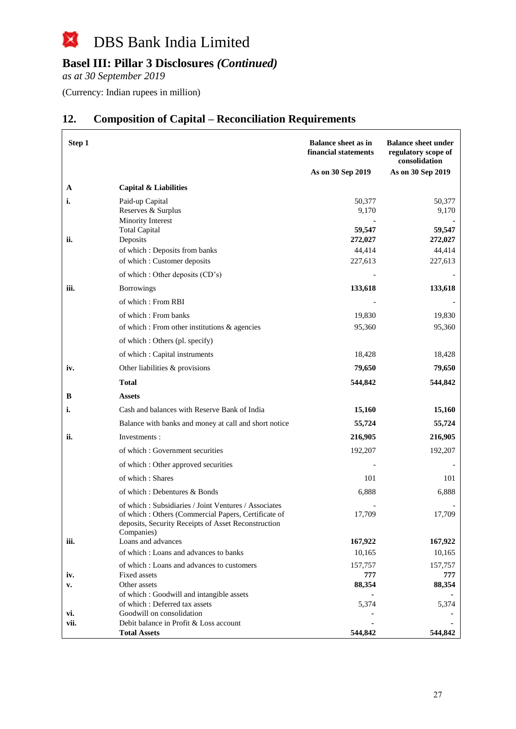# DBS Bank India Limited

## Basel III: Pillar 3 Disclosures *(Continued)*

*as at 30 September 2019*

(Currency: Indian rupees in million)

## 12. Composition of Capital – Reconciliation Requirements

| Step 1 | | Balance sheet as in financial statements | Balance sheet under regulatory scope of consolidation |
|---|---|---|---|
| | | As on 30 Sep 2019 | As on 30 Sep 2019 |
| **A** | **Capital & Liabilities** | | |
| **i.** | Paid-up Capital | 50,377 | 50,377 |
| | Reserves & Surplus | 9,170 | 9,170 |
| | Minority Interest | - | - |
| | Total Capital | **59,547** | **59,547** |
| **ii.** | Deposits | **272,027** | **272,027** |
| | of which : Deposits from banks | 44,414 | 44,414 |
| | of which : Customer deposits | 227,613 | 227,613 |
| | of which : Other deposits (CD's) | - | - |
| **iii.** | Borrowings | **133,618** | **133,618** |
| | of which : From RBI | - | - |
| | of which : From banks | 19,830 | 19,830 |
| | of which : From other institutions & agencies | 95,360 | 95,360 |
| | of which : Others (pl. specify) | | |
| | of which : Capital instruments | 18,428 | 18,428 |
| **iv.** | Other liabilities & provisions | **79,650** | **79,650** |
| | **Total** | **544,842** | **544,842** |
| **B** | **Assets** | | |
| **i.** | Cash and balances with Reserve Bank of India | **15,160** | **15,160** |
| | Balance with banks and money at call and short notice | **55,724** | **55,724** |
| **ii.** | Investments : | **216,905** | **216,905** |
| | of which : Government securities | 192,207 | 192,207 |
| | of which : Other approved securities | - | - |
| | of which : Shares | 101 | 101 |
| | of which : Debentures & Bonds | 6,888 | 6,888 |
| | of which : Subsidiaries / Joint Ventures / Associates | - | - |
| | of which : Others (Commercial Papers, Certificate of deposits, Security Receipts of Asset Reconstruction Companies) | 17,709 | 17,709 |
| **iii.** | Loans and advances | **167,922** | **167,922** |
| | of which : Loans and advances to banks | 10,165 | 10,165 |
| | of which : Loans and advances to customers | 157,757 | 157,757 |
| **iv.** | Fixed assets | **777** | **777** |
| **v.** | Other assets | **88,354** | **88,354** |
| | of which : Goodwill and intangible assets | - | - |
| | of which : Deferred tax assets | 5,374 | 5,374 |
| **vi.** | Goodwill on consolidation | - | - |
| **vii.** | Debit balance in Profit & Loss account | - | - |
| | **Total Assets** | **544,842** | **544,842** |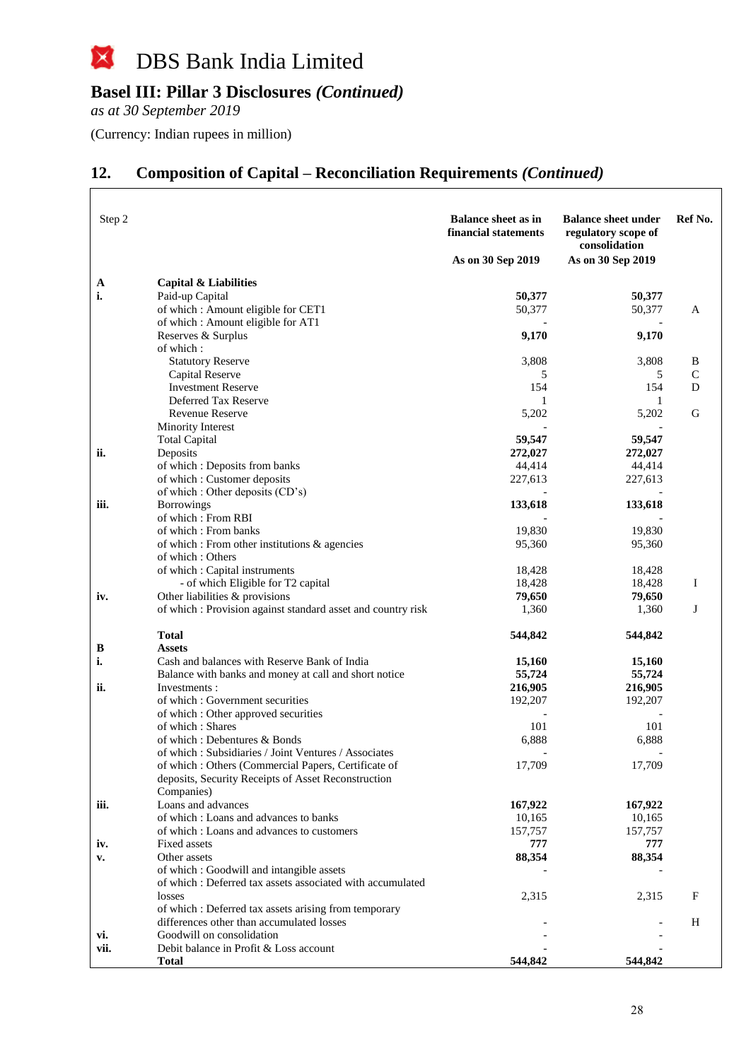# DBS Bank India Limited

## Basel III: Pillar 3 Disclosures *(Continued)*

*as at 30 September 2019*

(Currency: Indian rupees in million)

## 12. Composition of Capital – Reconciliation Requirements *(Continued)*

| Step 2 | | Balance sheet as in financial statements | Balance sheet under regulatory scope of consolidation | Ref No. |
|---|---|---|---|---|
| | | As on 30 Sep 2019 | As on 30 Sep 2019 | |
| **A** | **Capital & Liabilities** | | | |
| **i.** | Paid-up Capital | **50,377** | **50,377** | |
| | of which : Amount eligible for CET1 | 50,377 | 50,377 | A |
| | of which : Amount eligible for AT1 | - | - | |
| | Reserves & Surplus | **9,170** | **9,170** | |
| | of which : | | | |
| | Statutory Reserve | 3,808 | 3,808 | B |
| | Capital Reserve | 5 | 5 | C |
| | Investment Reserve | 154 | 154 | D |
| | Deferred Tax Reserve | 1 | 1 | |
| | Revenue Reserve | 5,202 | 5,202 | G |
| | Minority Interest | - | - | |
| | Total Capital | **59,547** | **59,547** | |
| **ii.** | Deposits | **272,027** | **272,027** | |
| | of which : Deposits from banks | 44,414 | 44,414 | |
| | of which : Customer deposits | 227,613 | 227,613 | |
| | of which : Other deposits (CD's) | - | - | |
| **iii.** | Borrowings | **133,618** | **133,618** | |
| | of which : From RBI | - | - | |
| | of which : From banks | 19,830 | 19,830 | |
| | of which : From other institutions & agencies | 95,360 | 95,360 | |
| | of which : Others | | | |
| | of which : Capital instruments | 18,428 | 18,428 | |
| | - of which Eligible for T2 capital | 18,428 | 18,428 | I |
| **iv.** | Other liabilities & provisions | **79,650** | **79,650** | |
| | of which : Provision against standard asset and country risk | 1,360 | 1,360 | J |
| | **Total** | **544,842** | **544,842** | |
| **B** | **Assets** | | | |
| **i.** | Cash and balances with Reserve Bank of India | **15,160** | **15,160** | |
| | Balance with banks and money at call and short notice | **55,724** | **55,724** | |
| **ii.** | Investments : | **216,905** | **216,905** | |
| | of which : Government securities | 192,207 | 192,207 | |
| | of which : Other approved securities | - | - | |
| | of which : Shares | 101 | 101 | |
| | of which : Debentures & Bonds | 6,888 | 6,888 | |
| | of which : Subsidiaries / Joint Ventures / Associates | - | - | |
| | of which : Others (Commercial Papers, Certificate of deposits, Security Receipts of Asset Reconstruction Companies) | 17,709 | 17,709 | |
| **iii.** | Loans and advances | **167,922** | **167,922** | |
| | of which : Loans and advances to banks | 10,165 | 10,165 | |
| | of which : Loans and advances to customers | 157,757 | 157,757 | |
| **iv.** | Fixed assets | **777** | **777** | |
| **v.** | Other assets | **88,354** | **88,354** | |
| | of which : Goodwill and intangible assets | - | - | |
| | of which : Deferred tax assets associated with accumulated losses | 2,315 | 2,315 | F |
| | of which : Deferred tax assets arising from temporary differences other than accumulated losses | - | - | H |
| **vi.** | Goodwill on consolidation | - | - | |
| **vii.** | Debit balance in Profit & Loss account | - | - | |
| | **Total** | **544,842** | **544,842** | |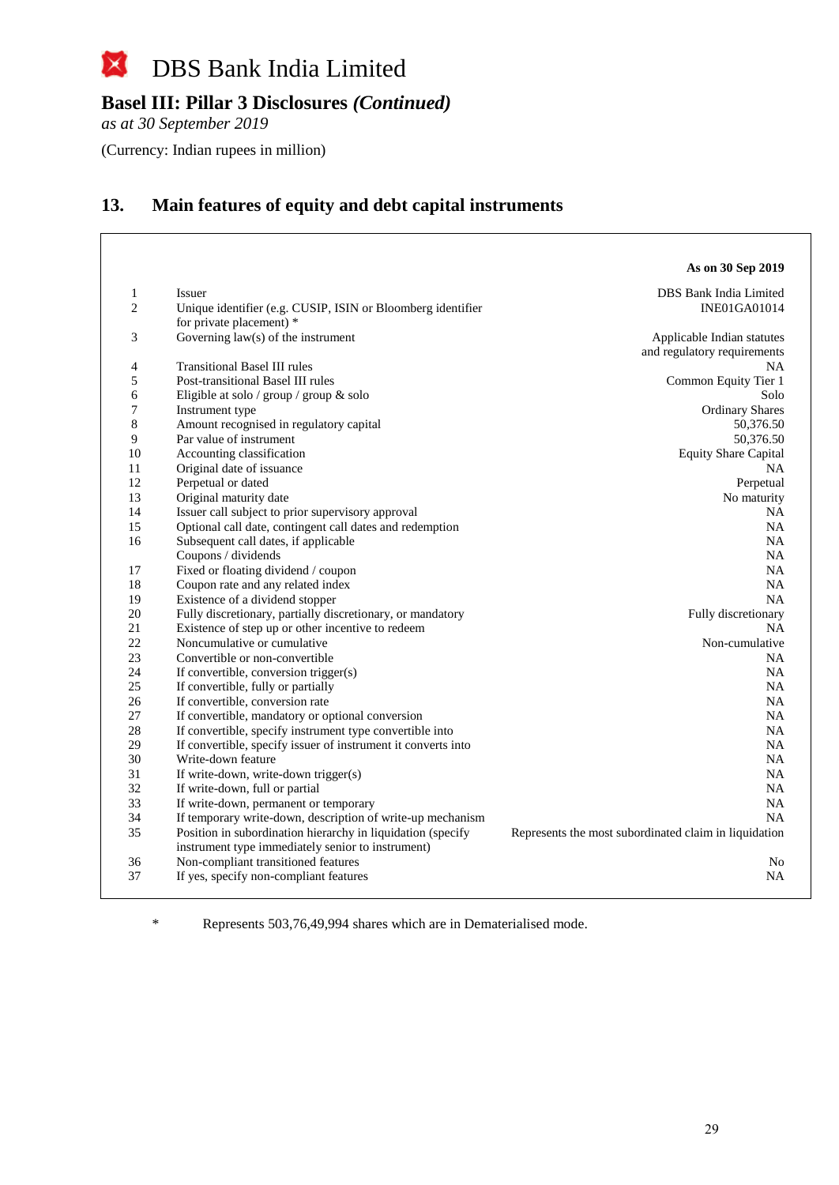# DBS Bank India Limited

## Basel III: Pillar 3 Disclosures *(Continued)*

*as at 30 September 2019*

(Currency: Indian rupees in million)

## 13. Main features of equity and debt capital instruments

| | | As on 30 Sep 2019 |
|---|---|---|
| 1 | Issuer | DBS Bank India Limited |
| 2 | Unique identifier (e.g. CUSIP, ISIN or Bloomberg identifier for private placement) * | INE01GA01014 |
| 3 | Governing law(s) of the instrument | Applicable Indian statutes and regulatory requirements |
| 4 | Transitional Basel III rules | NA |
| 5 | Post-transitional Basel III rules | Common Equity Tier 1 |
| 6 | Eligible at solo / group / group & solo | Solo |
| 7 | Instrument type | Ordinary Shares |
| 8 | Amount recognised in regulatory capital | 50,376.50 |
| 9 | Par value of instrument | 50,376.50 |
| 10 | Accounting classification | Equity Share Capital |
| 11 | Original date of issuance | NA |
| 12 | Perpetual or dated | Perpetual |
| 13 | Original maturity date | No maturity |
| 14 | Issuer call subject to prior supervisory approval | NA |
| 15 | Optional call date, contingent call dates and redemption | NA |
| 16 | Subsequent call dates, if applicable | NA |
| | Coupons / dividends | NA |
| 17 | Fixed or floating dividend / coupon | NA |
| 18 | Coupon rate and any related index | NA |
| 19 | Existence of a dividend stopper | NA |
| 20 | Fully discretionary, partially discretionary, or mandatory | Fully discretionary |
| 21 | Existence of step up or other incentive to redeem | NA |
| 22 | Noncumulative or cumulative | Non-cumulative |
| 23 | Convertible or non-convertible | NA |
| 24 | If convertible, conversion trigger(s) | NA |
| 25 | If convertible, fully or partially | NA |
| 26 | If convertible, conversion rate | NA |
| 27 | If convertible, mandatory or optional conversion | NA |
| 28 | If convertible, specify instrument type convertible into | NA |
| 29 | If convertible, specify issuer of instrument it converts into | NA |
| 30 | Write-down feature | NA |
| 31 | If write-down, write-down trigger(s) | NA |
| 32 | If write-down, full or partial | NA |
| 33 | If write-down, permanent or temporary | NA |
| 34 | If temporary write-down, description of write-up mechanism | NA |
| 35 | Position in subordination hierarchy in liquidation (specify instrument type immediately senior to instrument) | Represents the most subordinated claim in liquidation |
| 36 | Non-compliant transitioned features | No |
| 37 | If yes, specify non-compliant features | NA |

\* Represents 503,76,49,994 shares which are in Dematerialised mode.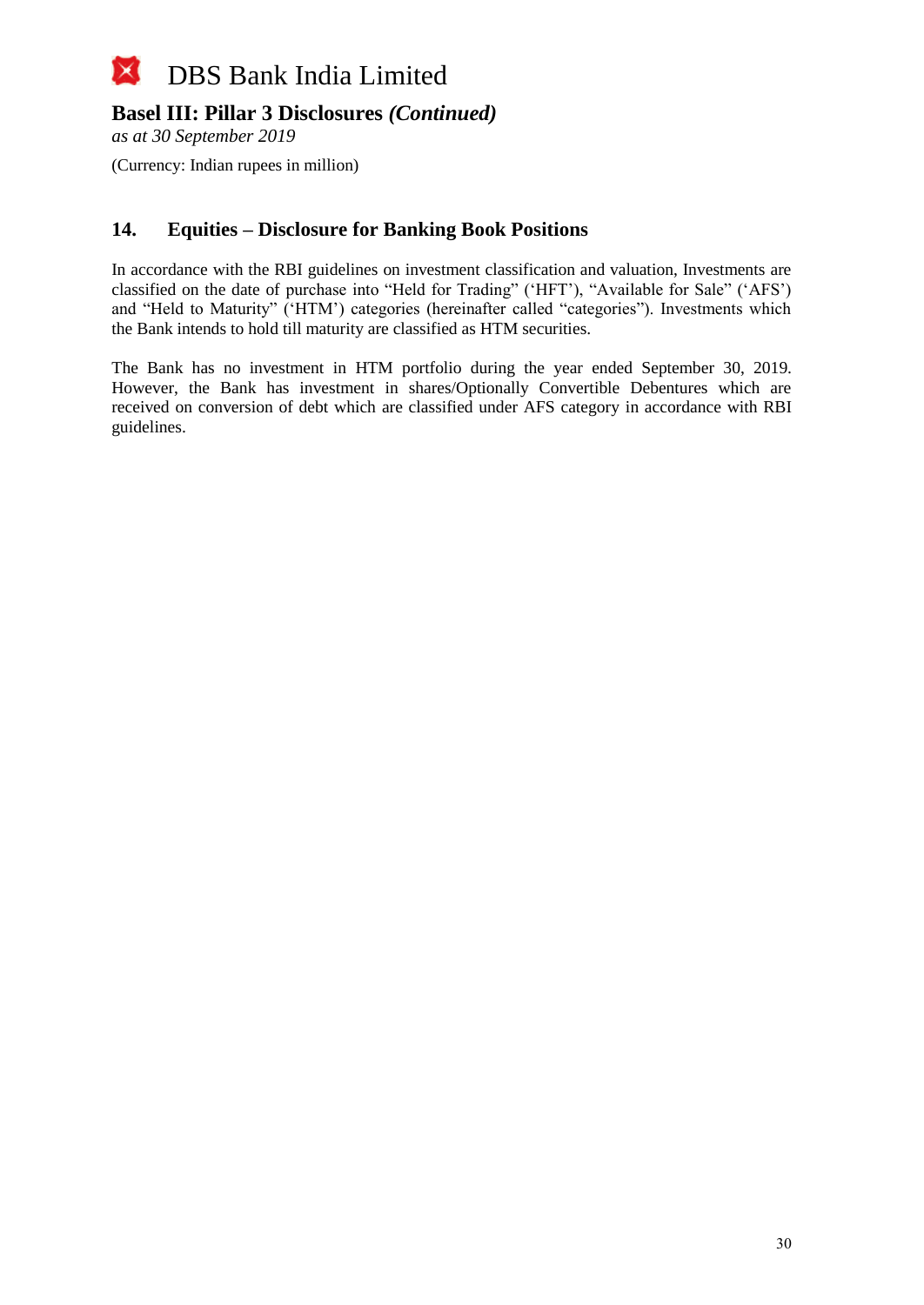# DBS Bank India Limited

## Basel III: Pillar 3 Disclosures *(Continued)*

*as at 30 September 2019*

(Currency: Indian rupees in million)

### 14. Equities – Disclosure for Banking Book Positions

In accordance with the RBI guidelines on investment classification and valuation, Investments are classified on the date of purchase into "Held for Trading" ('HFT'), "Available for Sale" ('AFS') and "Held to Maturity" ('HTM') categories (hereinafter called "categories"). Investments which the Bank intends to hold till maturity are classified as HTM securities.

The Bank has no investment in HTM portfolio during the year ended September 30, 2019. However, the Bank has investment in shares/Optionally Convertible Debentures which are received on conversion of debt which are classified under AFS category in accordance with RBI guidelines.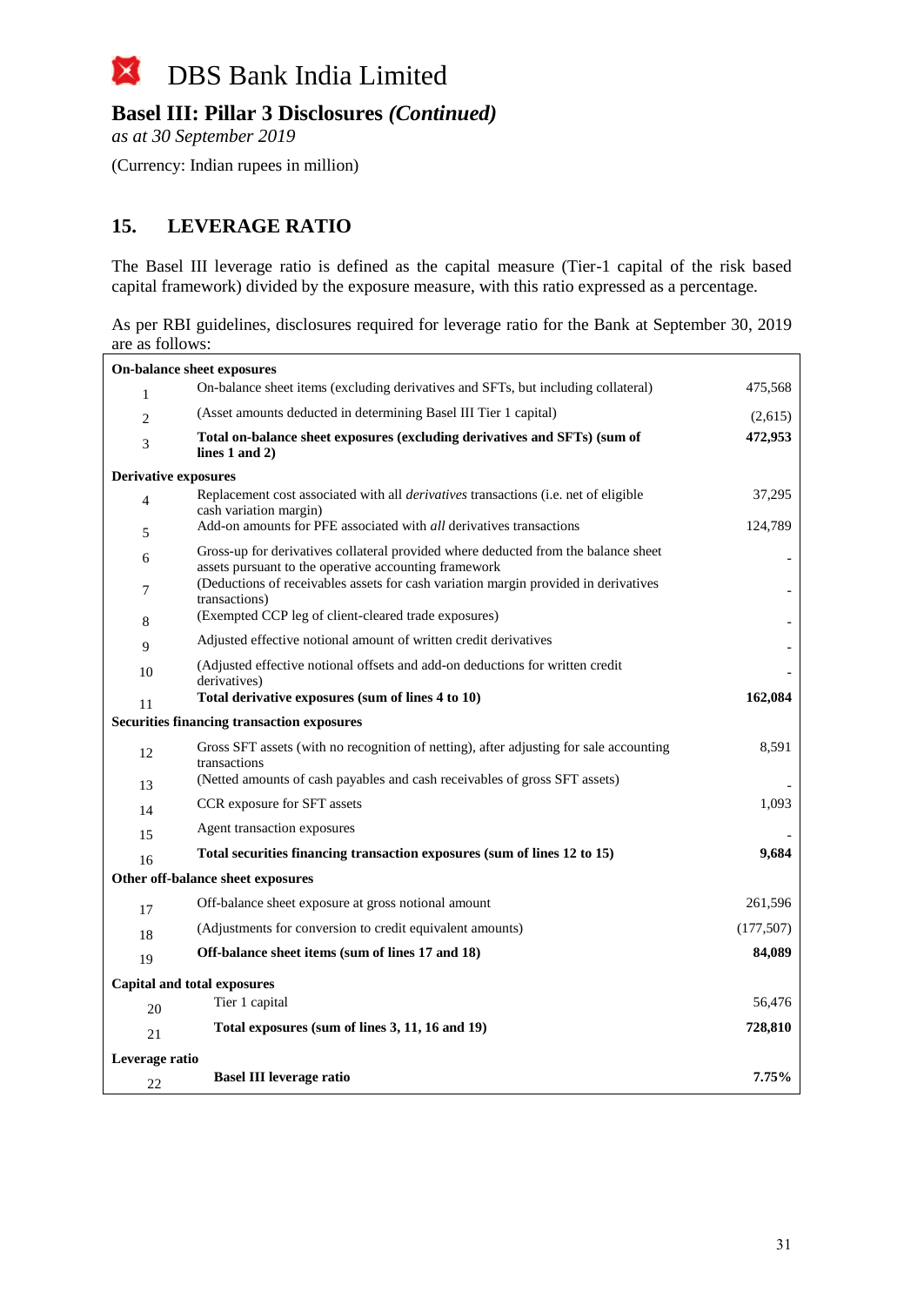# DBS Bank India Limited

## Basel III: Pillar 3 Disclosures *(Continued)*

*as at 30 September 2019*

(Currency: Indian rupees in million)

## 15. LEVERAGE RATIO

The Basel III leverage ratio is defined as the capital measure (Tier-1 capital of the risk based capital framework) divided by the exposure measure, with this ratio expressed as a percentage.

As per RBI guidelines, disclosures required for leverage ratio for the Bank at September 30, 2019 are as follows:

| | | |
|---|---|---|
| **On-balance sheet exposures** | | |
| 1 | On-balance sheet items (excluding derivatives and SFTs, but including collateral) | 475,568 |
| 2 | (Asset amounts deducted in determining Basel III Tier 1 capital) | (2,615) |
| 3 | **Total on-balance sheet exposures (excluding derivatives and SFTs) (sum of lines 1 and 2)** | **472,953** |
| **Derivative exposures** | | |
| 4 | Replacement cost associated with all *derivatives* transactions (i.e. net of eligible cash variation margin) | 37,295 |
| 5 | Add-on amounts for PFE associated with *all* derivatives transactions | 124,789 |
| 6 | Gross-up for derivatives collateral provided where deducted from the balance sheet assets pursuant to the operative accounting framework | - |
| 7 | (Deductions of receivables assets for cash variation margin provided in derivatives transactions) | - |
| 8 | (Exempted CCP leg of client-cleared trade exposures) | - |
| 9 | Adjusted effective notional amount of written credit derivatives | - |
| 10 | (Adjusted effective notional offsets and add-on deductions for written credit derivatives) | - |
| 11 | **Total derivative exposures (sum of lines 4 to 10)** | **162,084** |
| **Securities financing transaction exposures** | | |
| 12 | Gross SFT assets (with no recognition of netting), after adjusting for sale accounting transactions | 8,591 |
| 13 | (Netted amounts of cash payables and cash receivables of gross SFT assets) | - |
| 14 | CCR exposure for SFT assets | 1,093 |
| 15 | Agent transaction exposures | - |
| 16 | **Total securities financing transaction exposures (sum of lines 12 to 15)** | **9,684** |
| **Other off-balance sheet exposures** | | |
| 17 | Off-balance sheet exposure at gross notional amount | 261,596 |
| 18 | (Adjustments for conversion to credit equivalent amounts) | (177,507) |
| 19 | **Off-balance sheet items (sum of lines 17 and 18)** | **84,089** |
| **Capital and total exposures** | | |
| 20 | Tier 1 capital | 56,476 |
| 21 | **Total exposures (sum of lines 3, 11, 16 and 19)** | **728,810** |
| **Leverage ratio** | | |
| 22 | **Basel III leverage ratio** | **7.75%** |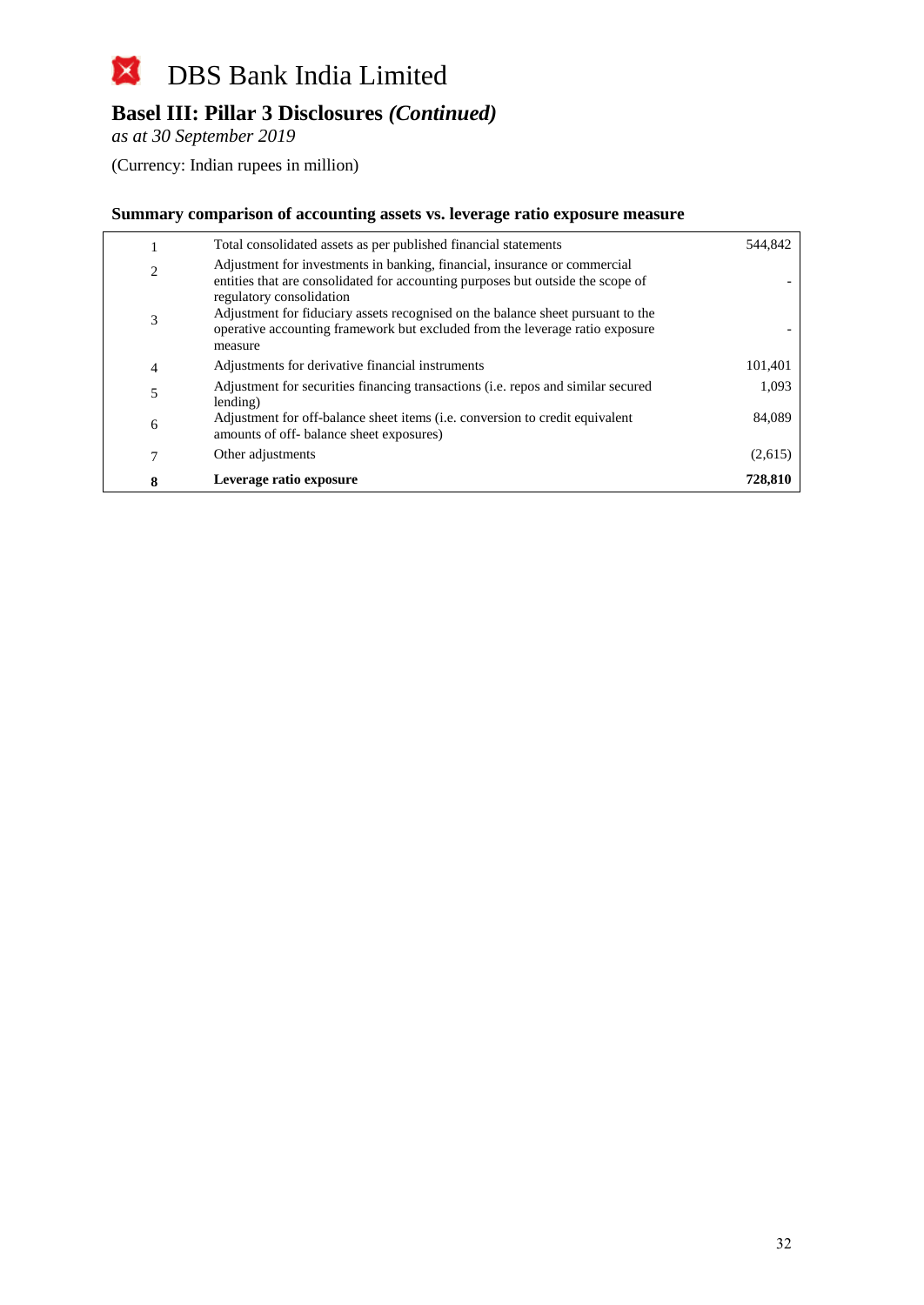# DBS Bank India Limited

## Basel III: Pillar 3 Disclosures *(Continued)*

*as at 30 September 2019*

(Currency: Indian rupees in million)

### Summary comparison of accounting assets vs. leverage ratio exposure measure

| | | |
|---|---|---|
| 1 | Total consolidated assets as per published financial statements | 544,842 |
| 2 | Adjustment for investments in banking, financial, insurance or commercial entities that are consolidated for accounting purposes but outside the scope of regulatory consolidation | - |
| 3 | Adjustment for fiduciary assets recognised on the balance sheet pursuant to the operative accounting framework but excluded from the leverage ratio exposure measure | - |
| 4 | Adjustments for derivative financial instruments | 101,401 |
| 5 | Adjustment for securities financing transactions (i.e. repos and similar secured lending) | 1,093 |
| 6 | Adjustment for off-balance sheet items (i.e. conversion to credit equivalent amounts of off- balance sheet exposures) | 84,089 |
| 7 | Other adjustments | (2,615) |
| **8** | **Leverage ratio exposure** | **728,810** |